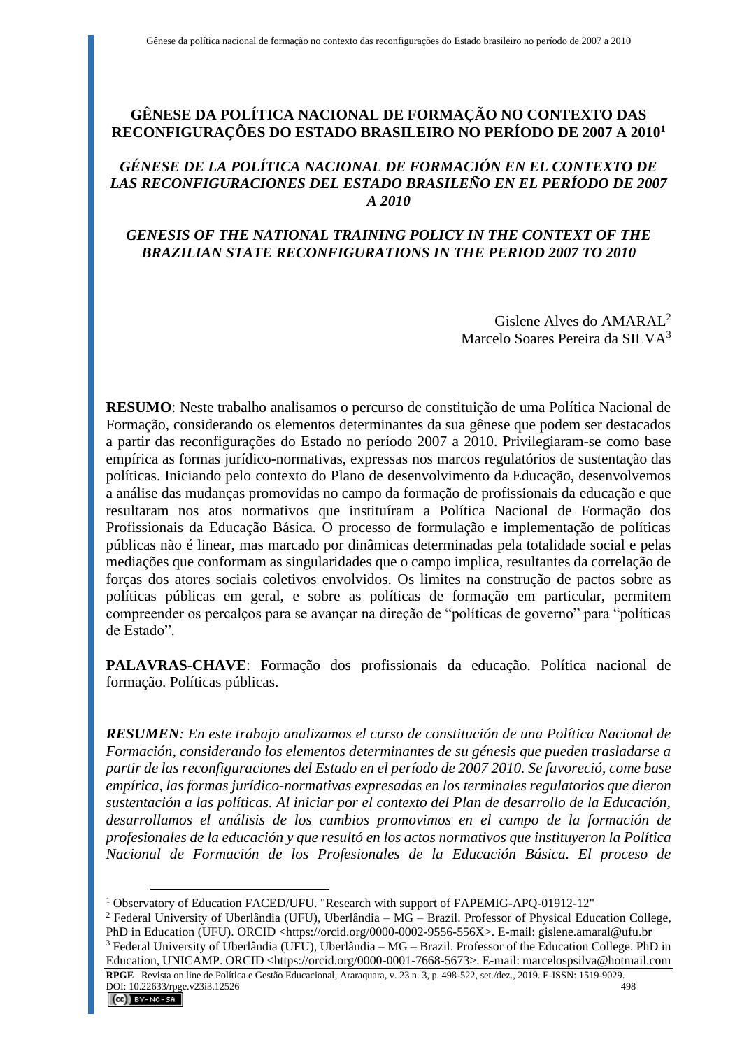# GÊNESE DA POLÍTICA NACIONAL DE FORMAÇÃO NO CONTEXTO DAS RECONFIGURAÇÕES DO ESTADO BRASILEIRO NO PERÍODO DE 2007 A 2010[1]

## *GÉNESE DE LA POLÍTICA NACIONAL DE FORMACIÓN EN EL CONTEXTO DE LAS RECONFIGURACIONES DEL ESTADO BRASILEÑO EN EL PERÍODO DE 2007 A 2010*

## *GENESIS OF THE NATIONAL TRAINING POLICY IN THE CONTEXT OF THE BRAZILIAN STATE RECONFIGURATIONS IN THE PERIOD 2007 TO 2010*

Gislene Alves do AMARAL[2]
Marcelo Soares Pereira da SILVA[3]

**RESUMO**: Neste trabalho analisamos o percurso de constituição de uma Política Nacional de Formação, considerando os elementos determinantes da sua gênese que podem ser destacados a partir das reconfigurações do Estado no período 2007 a 2010. Privilegiaram-se como base empírica as formas jurídico-normativas, expressas nos marcos regulatórios de sustentação das políticas. Iniciando pelo contexto do Plano de desenvolvimento da Educação, desenvolvemos a análise das mudanças promovidas no campo da formação de profissionais da educação e que resultaram nos atos normativos que instituíram a Política Nacional de Formação dos Profissionais da Educação Básica. O processo de formulação e implementação de políticas públicas não é linear, mas marcado por dinâmicas determinadas pela totalidade social e pelas mediações que conformam as singularidades que o campo implica, resultantes da correlação de forças dos atores sociais coletivos envolvidos. Os limites na construção de pactos sobre as políticas públicas em geral, e sobre as políticas de formação em particular, permitem compreender os percalços para se avançar na direção de "políticas de governo" para "políticas de Estado".

**PALAVRAS-CHAVE**: Formação dos profissionais da educação. Política nacional de formação. Políticas públicas.

***RESUMEN**: En este trabajo analizamos el curso de constitución de una Política Nacional de Formación, considerando los elementos determinantes de su génesis que pueden trasladarse a partir de las reconfiguraciones del Estado en el período de 2007 2010. Se favoreció, come base empírica, las formas jurídico-normativas expresadas en los terminales regulatorios que dieron sustentación a las políticas. Al iniciar por el contexto del Plan de desarrollo de la Educación, desarrollamos el análisis de los cambios promovimos en el campo de la formación de profesionales de la educación y que resultó en los actos normativos que instituyeron la Política Nacional de Formación de los Profesionales de la Educación Básica. El proceso de*

---

[1] Observatory of Education FACED/UFU. "Research with support of FAPEMIG-APQ-01912-12"

[2] Federal University of Uberlândia (UFU), Uberlândia – MG – Brazil. Professor of Physical Education College, PhD in Education (UFU). ORCID <https://orcid.org/0000-0002-9556-556X>. E-mail: gislene.amaral@ufu.br

[3] Federal University of Uberlândia (UFU), Uberlândia – MG – Brazil. Professor of the Education College. PhD in Education, UNICAMP. ORCID <https://orcid.org/0000-0001-7668-5673>. E-mail: marcelospsilva@hotmail.com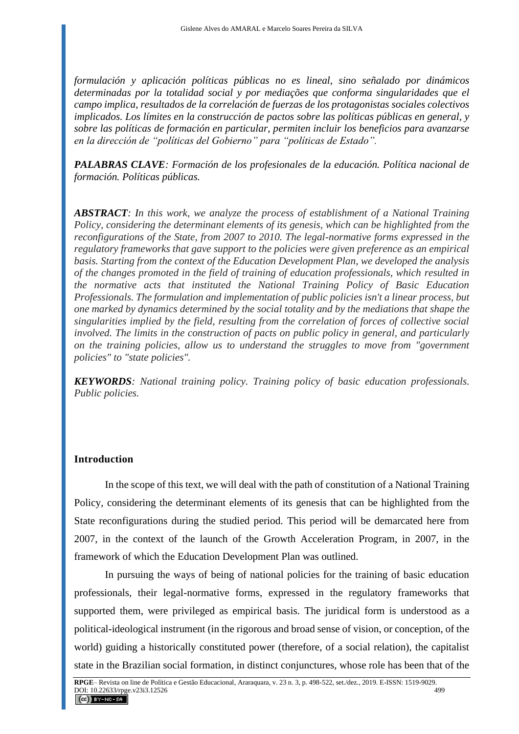*formulación y aplicación políticas públicas no es lineal, sino señalado por dinámicos determinadas por la totalidad social y por mediações que conforma singularidades que el campo implica, resultados de la correlación de fuerzas de los protagonistas sociales colectivos implicados. Los límites en la construcción de pactos sobre las políticas públicas en general, y sobre las políticas de formación en particular, permiten incluir los beneficios para avanzarse en la dirección de "políticas del Gobierno" para "políticas de Estado".*

***PALABRAS CLAVE**: Formación de los profesionales de la educación. Política nacional de formación. Políticas públicas.*

***ABSTRACT**: In this work, we analyze the process of establishment of a National Training Policy, considering the determinant elements of its genesis, which can be highlighted from the reconfigurations of the State, from 2007 to 2010. The legal-normative forms expressed in the regulatory frameworks that gave support to the policies were given preference as an empirical basis. Starting from the context of the Education Development Plan, we developed the analysis of the changes promoted in the field of training of education professionals, which resulted in the normative acts that instituted the National Training Policy of Basic Education Professionals. The formulation and implementation of public policies isn't a linear process, but one marked by dynamics determined by the social totality and by the mediations that shape the singularities implied by the field, resulting from the correlation of forces of collective social involved. The limits in the construction of pacts on public policy in general, and particularly on the training policies, allow us to understand the struggles to move from "government policies" to "state policies".*

***KEYWORDS**: National training policy. Training policy of basic education professionals. Public policies.*

## Introduction

In the scope of this text, we will deal with the path of constitution of a National Training Policy, considering the determinant elements of its genesis that can be highlighted from the State reconfigurations during the studied period. This period will be demarcated here from 2007, in the context of the launch of the Growth Acceleration Program, in 2007, in the framework of which the Education Development Plan was outlined.

In pursuing the ways of being of national policies for the training of basic education professionals, their legal-normative forms, expressed in the regulatory frameworks that supported them, were privileged as empirical basis. The juridical form is understood as a political-ideological instrument (in the rigorous and broad sense of vision, or conception, of the world) guiding a historically constituted power (therefore, of a social relation), the capitalist state in the Brazilian social formation, in distinct conjunctures, whose role has been that of the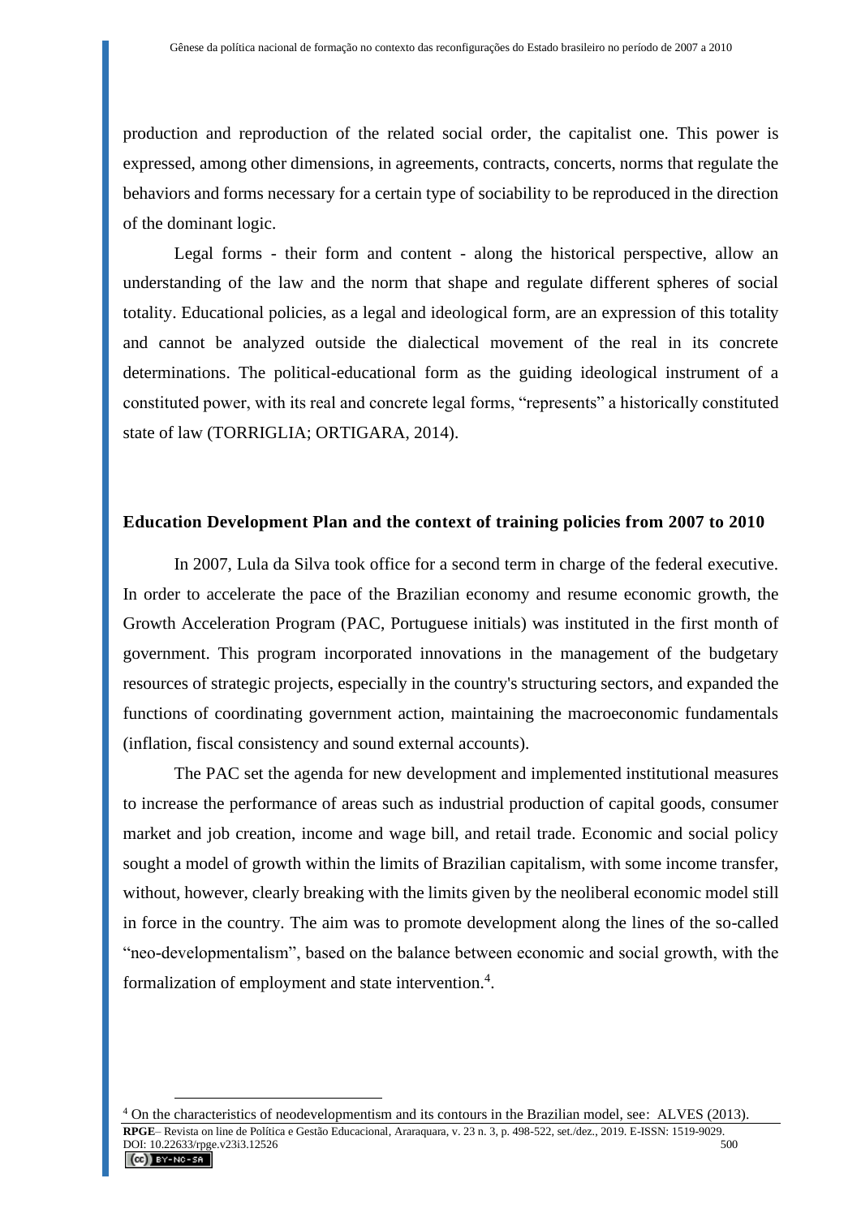production and reproduction of the related social order, the capitalist one. This power is expressed, among other dimensions, in agreements, contracts, concerts, norms that regulate the behaviors and forms necessary for a certain type of sociability to be reproduced in the direction of the dominant logic.

Legal forms - their form and content - along the historical perspective, allow an understanding of the law and the norm that shape and regulate different spheres of social totality. Educational policies, as a legal and ideological form, are an expression of this totality and cannot be analyzed outside the dialectical movement of the real in its concrete determinations. The political-educational form as the guiding ideological instrument of a constituted power, with its real and concrete legal forms, "represents" a historically constituted state of law (TORRIGLIA; ORTIGARA, 2014).

## Education Development Plan and the context of training policies from 2007 to 2010

In 2007, Lula da Silva took office for a second term in charge of the federal executive. In order to accelerate the pace of the Brazilian economy and resume economic growth, the Growth Acceleration Program (PAC, Portuguese initials) was instituted in the first month of government. This program incorporated innovations in the management of the budgetary resources of strategic projects, especially in the country's structuring sectors, and expanded the functions of coordinating government action, maintaining the macroeconomic fundamentals (inflation, fiscal consistency and sound external accounts).

The PAC set the agenda for new development and implemented institutional measures to increase the performance of areas such as industrial production of capital goods, consumer market and job creation, income and wage bill, and retail trade. Economic and social policy sought a model of growth within the limits of Brazilian capitalism, with some income transfer, without, however, clearly breaking with the limits given by the neoliberal economic model still in force in the country. The aim was to promote development along the lines of the so-called "neo-developmentalism", based on the balance between economic and social growth, with the formalization of employment and state intervention.[4].

[4] On the characteristics of neodevelopmentism and its contours in the Brazilian model, see: ALVES (2013).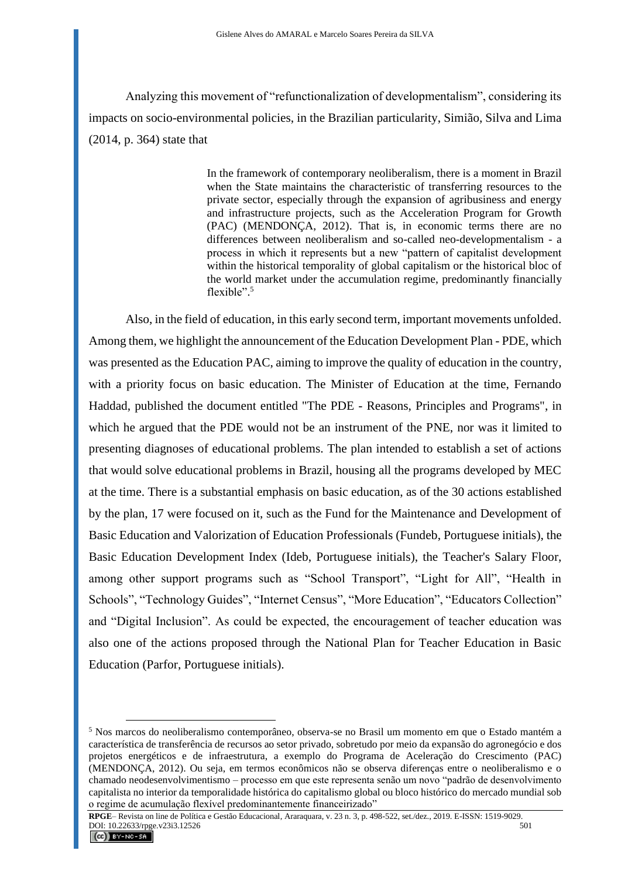Analyzing this movement of "refunctionalization of developmentalism", considering its impacts on socio-environmental policies, in the Brazilian particularity, Simião, Silva and Lima (2014, p. 364) state that

> In the framework of contemporary neoliberalism, there is a moment in Brazil when the State maintains the characteristic of transferring resources to the private sector, especially through the expansion of agribusiness and energy and infrastructure projects, such as the Acceleration Program for Growth (PAC) (MENDONÇA, 2012). That is, in economic terms there are no differences between neoliberalism and so-called neo-developmentalism - a process in which it represents but a new "pattern of capitalist development within the historical temporality of global capitalism or the historical bloc of the world market under the accumulation regime, predominantly financially flexible".[5]

Also, in the field of education, in this early second term, important movements unfolded. Among them, we highlight the announcement of the Education Development Plan - PDE, which was presented as the Education PAC, aiming to improve the quality of education in the country, with a priority focus on basic education. The Minister of Education at the time, Fernando Haddad, published the document entitled "The PDE - Reasons, Principles and Programs", in which he argued that the PDE would not be an instrument of the PNE, nor was it limited to presenting diagnoses of educational problems. The plan intended to establish a set of actions that would solve educational problems in Brazil, housing all the programs developed by MEC at the time. There is a substantial emphasis on basic education, as of the 30 actions established by the plan, 17 were focused on it, such as the Fund for the Maintenance and Development of Basic Education and Valorization of Education Professionals (Fundeb, Portuguese initials), the Basic Education Development Index (Ideb, Portuguese initials), the Teacher's Salary Floor, among other support programs such as "School Transport", "Light for All", "Health in Schools", "Technology Guides", "Internet Census", "More Education", "Educators Collection" and "Digital Inclusion". As could be expected, the encouragement of teacher education was also one of the actions proposed through the National Plan for Teacher Education in Basic Education (Parfor, Portuguese initials).

---

[5] Nos marcos do neoliberalismo contemporâneo, observa-se no Brasil um momento em que o Estado mantém a característica de transferência de recursos ao setor privado, sobretudo por meio da expansão do agronegócio e dos projetos energéticos e de infraestrutura, a exemplo do Programa de Aceleração do Crescimento (PAC) (MENDONÇA, 2012). Ou seja, em termos econômicos não se observa diferenças entre o neoliberalismo e o chamado neodesenvolvimentismo – processo em que este representa senão um novo "padrão de desenvolvimento capitalista no interior da temporalidade histórica do capitalismo global ou bloco histórico do mercado mundial sob o regime de acumulação flexível predominantemente financeirizado"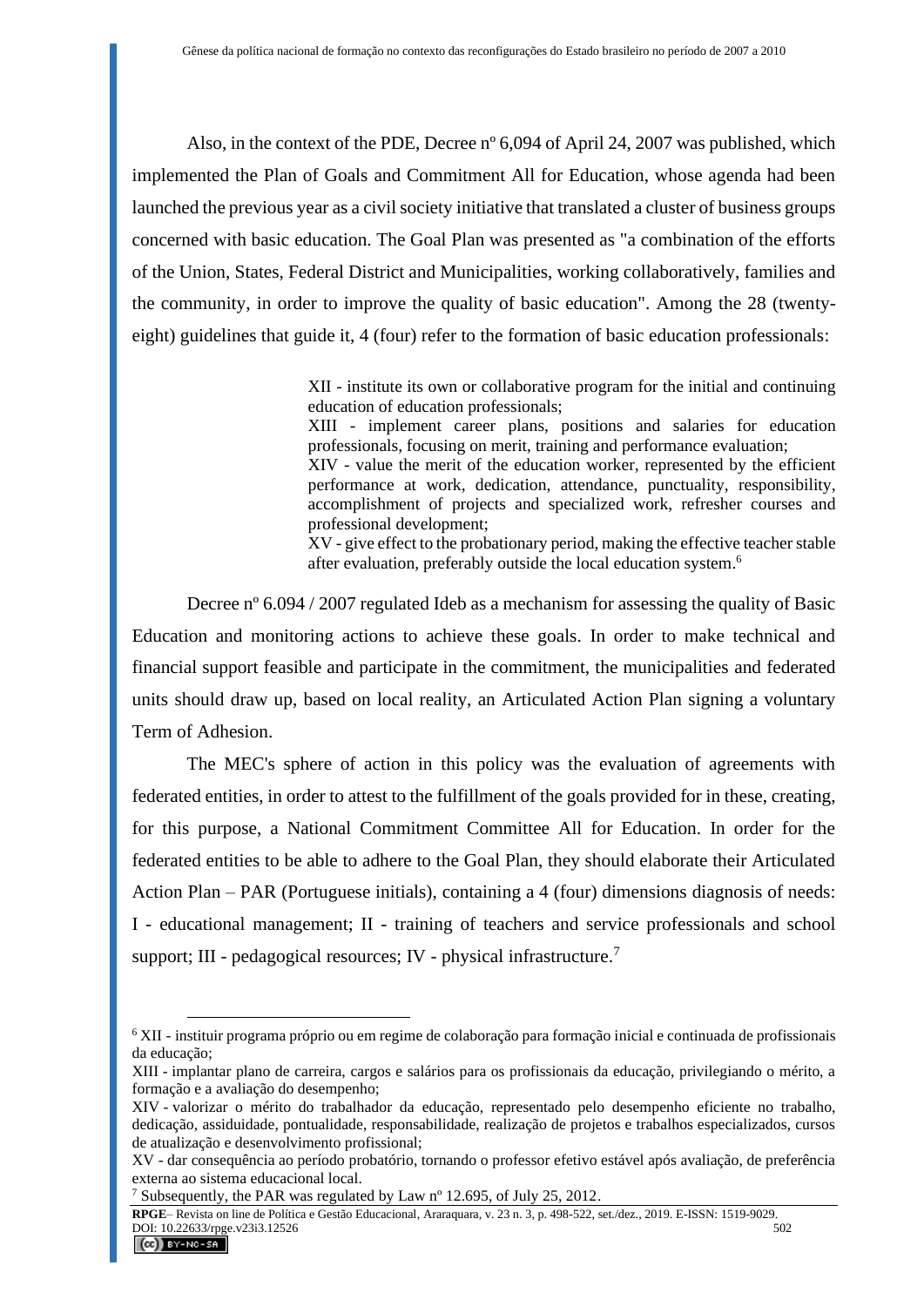Also, in the context of the PDE, Decree nº 6,094 of April 24, 2007 was published, which implemented the Plan of Goals and Commitment All for Education, whose agenda had been launched the previous year as a civil society initiative that translated a cluster of business groups concerned with basic education. The Goal Plan was presented as "a combination of the efforts of the Union, States, Federal District and Municipalities, working collaboratively, families and the community, in order to improve the quality of basic education". Among the 28 (twenty-eight) guidelines that guide it, 4 (four) refer to the formation of basic education professionals:

> XII - institute its own or collaborative program for the initial and continuing education of education professionals;
> XIII - implement career plans, positions and salaries for education professionals, focusing on merit, training and performance evaluation;
> XIV - value the merit of the education worker, represented by the efficient performance at work, dedication, attendance, punctuality, responsibility, accomplishment of projects and specialized work, refresher courses and professional development;
> XV - give effect to the probationary period, making the effective teacher stable after evaluation, preferably outside the local education system.[6]

Decree nº 6.094 / 2007 regulated Ideb as a mechanism for assessing the quality of Basic Education and monitoring actions to achieve these goals. In order to make technical and financial support feasible and participate in the commitment, the municipalities and federated units should draw up, based on local reality, an Articulated Action Plan signing a voluntary Term of Adhesion.

The MEC's sphere of action in this policy was the evaluation of agreements with federated entities, in order to attest to the fulfillment of the goals provided for in these, creating, for this purpose, a National Commitment Committee All for Education. In order for the federated entities to be able to adhere to the Goal Plan, they should elaborate their Articulated Action Plan – PAR (Portuguese initials), containing a 4 (four) dimensions diagnosis of needs: I - educational management; II - training of teachers and service professionals and school support; III - pedagogical resources; IV - physical infrastructure.[7]

---

[6] XII - instituir programa próprio ou em regime de colaboração para formação inicial e continuada de profissionais da educação;

XIII - implantar plano de carreira, cargos e salários para os profissionais da educação, privilegiando o mérito, a formação e a avaliação do desempenho;

XIV - valorizar o mérito do trabalhador da educação, representado pelo desempenho eficiente no trabalho, dedicação, assiduidade, pontualidade, responsabilidade, realização de projetos e trabalhos especializados, cursos de atualização e desenvolvimento profissional;

XV - dar consequência ao período probatório, tornando o professor efetivo estável após avaliação, de preferência externa ao sistema educacional local.

[7] Subsequently, the PAR was regulated by Law nº 12.695, of July 25, 2012.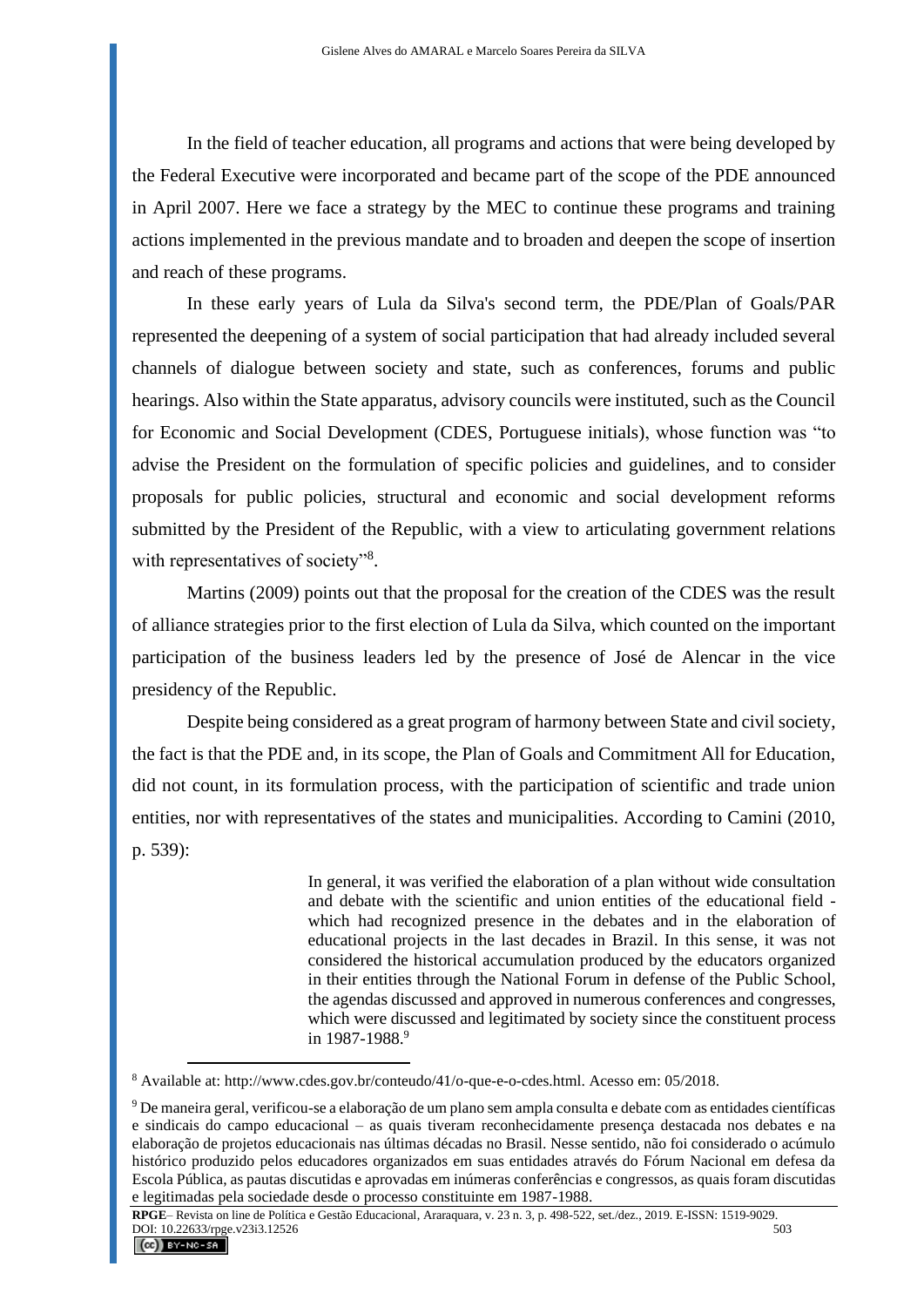In the field of teacher education, all programs and actions that were being developed by the Federal Executive were incorporated and became part of the scope of the PDE announced in April 2007. Here we face a strategy by the MEC to continue these programs and training actions implemented in the previous mandate and to broaden and deepen the scope of insertion and reach of these programs.

In these early years of Lula da Silva's second term, the PDE/Plan of Goals/PAR represented the deepening of a system of social participation that had already included several channels of dialogue between society and state, such as conferences, forums and public hearings. Also within the State apparatus, advisory councils were instituted, such as the Council for Economic and Social Development (CDES, Portuguese initials), whose function was "to advise the President on the formulation of specific policies and guidelines, and to consider proposals for public policies, structural and economic and social development reforms submitted by the President of the Republic, with a view to articulating government relations with representatives of society"[8].

Martins (2009) points out that the proposal for the creation of the CDES was the result of alliance strategies prior to the first election of Lula da Silva, which counted on the important participation of the business leaders led by the presence of José de Alencar in the vice presidency of the Republic.

Despite being considered as a great program of harmony between State and civil society, the fact is that the PDE and, in its scope, the Plan of Goals and Commitment All for Education, did not count, in its formulation process, with the participation of scientific and trade union entities, nor with representatives of the states and municipalities. According to Camini (2010, p. 539):

> In general, it was verified the elaboration of a plan without wide consultation and debate with the scientific and union entities of the educational field - which had recognized presence in the debates and in the elaboration of educational projects in the last decades in Brazil. In this sense, it was not considered the historical accumulation produced by the educators organized in their entities through the National Forum in defense of the Public School, the agendas discussed and approved in numerous conferences and congresses, which were discussed and legitimated by society since the constituent process in 1987-1988.[9]

[8] Available at: http://www.cdes.gov.br/conteudo/41/o-que-e-o-cdes.html. Acesso em: 05/2018.

[9] De maneira geral, verificou-se a elaboração de um plano sem ampla consulta e debate com as entidades científicas e sindicais do campo educacional – as quais tiveram reconhecidamente presença destacada nos debates e na elaboração de projetos educacionais nas últimas décadas no Brasil. Nesse sentido, não foi considerado o acúmulo histórico produzido pelos educadores organizados em suas entidades através do Fórum Nacional em defesa da Escola Pública, as pautas discutidas e aprovadas em inúmeras conferências e congressos, as quais foram discutidas e legitimadas pela sociedade desde o processo constituinte em 1987-1988.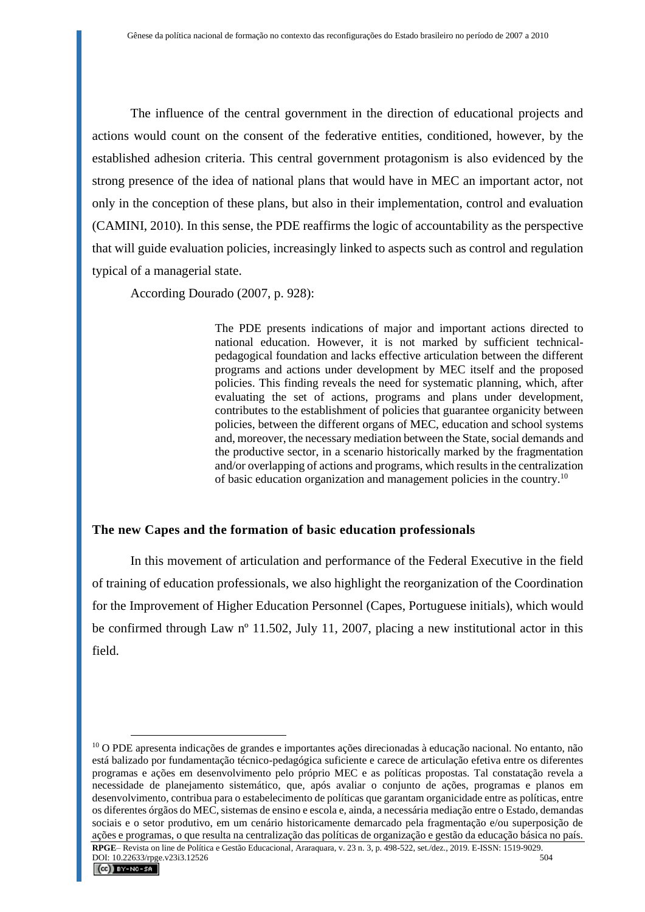The influence of the central government in the direction of educational projects and actions would count on the consent of the federative entities, conditioned, however, by the established adhesion criteria. This central government protagonism is also evidenced by the strong presence of the idea of national plans that would have in MEC an important actor, not only in the conception of these plans, but also in their implementation, control and evaluation (CAMINI, 2010). In this sense, the PDE reaffirms the logic of accountability as the perspective that will guide evaluation policies, increasingly linked to aspects such as control and regulation typical of a managerial state.

According Dourado (2007, p. 928):

> The PDE presents indications of major and important actions directed to national education. However, it is not marked by sufficient technical-pedagogical foundation and lacks effective articulation between the different programs and actions under development by MEC itself and the proposed policies. This finding reveals the need for systematic planning, which, after evaluating the set of actions, programs and plans under development, contributes to the establishment of policies that guarantee organicity between policies, between the different organs of MEC, education and school systems and, moreover, the necessary mediation between the State, social demands and the productive sector, in a scenario historically marked by the fragmentation and/or overlapping of actions and programs, which results in the centralization of basic education organization and management policies in the country.[10]

## The new Capes and the formation of basic education professionals

In this movement of articulation and performance of the Federal Executive in the field of training of education professionals, we also highlight the reorganization of the Coordination for the Improvement of Higher Education Personnel (Capes, Portuguese initials), which would be confirmed through Law nº 11.502, July 11, 2007, placing a new institutional actor in this field.

---

[10] O PDE apresenta indicações de grandes e importantes ações direcionadas à educação nacional. No entanto, não está balizado por fundamentação técnico-pedagógica suficiente e carece de articulação efetiva entre os diferentes programas e ações em desenvolvimento pelo próprio MEC e as políticas propostas. Tal constatação revela a necessidade de planejamento sistemático, que, após avaliar o conjunto de ações, programas e planos em desenvolvimento, contribua para o estabelecimento de políticas que garantam organicidade entre as políticas, entre os diferentes órgãos do MEC, sistemas de ensino e escola e, ainda, a necessária mediação entre o Estado, demandas sociais e o setor produtivo, em um cenário historicamente demarcado pela fragmentação e/ou superposição de ações e programas, o que resulta na centralização das políticas de organização e gestão da educação básica no país.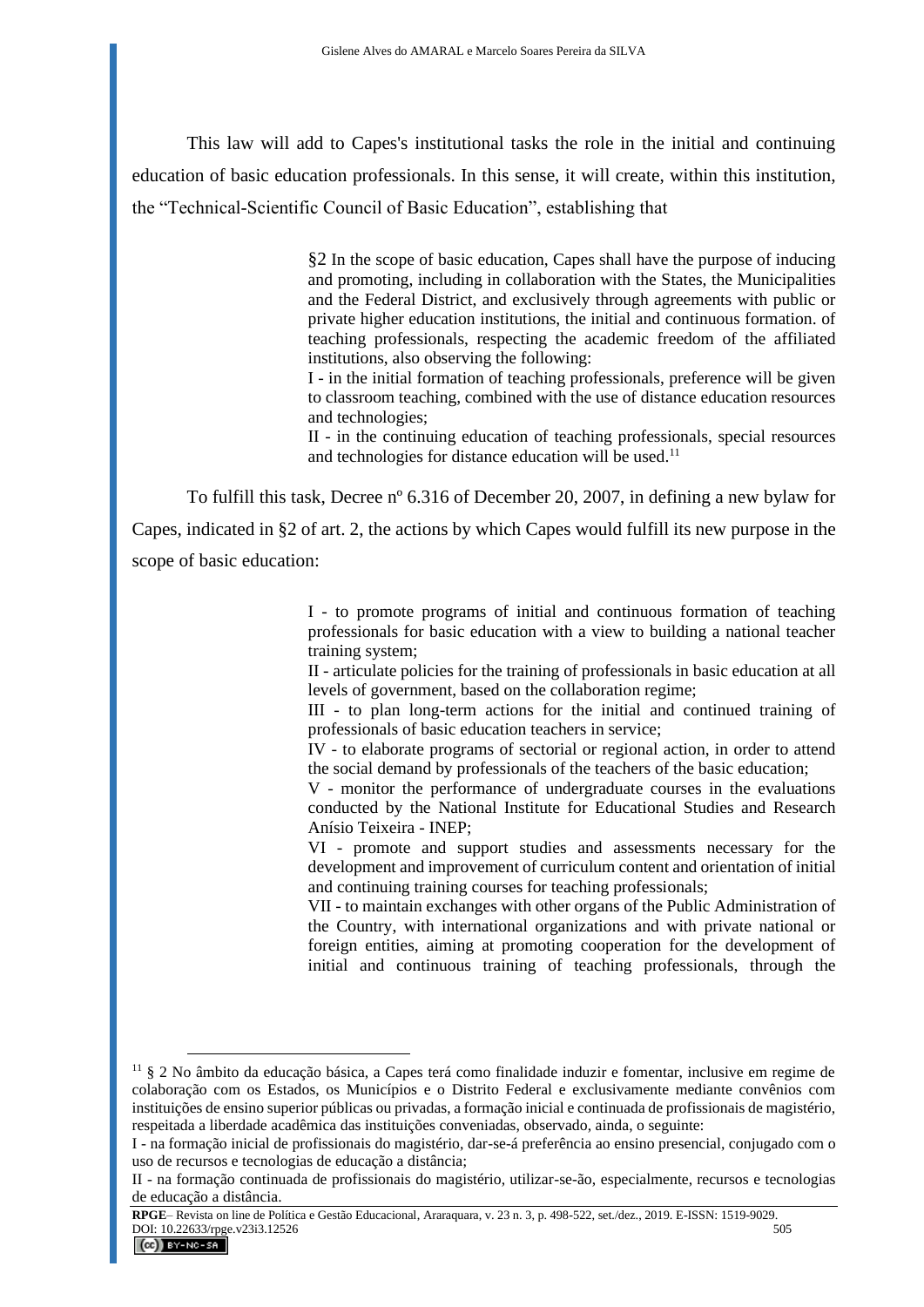This law will add to Capes's institutional tasks the role in the initial and continuing education of basic education professionals. In this sense, it will create, within this institution, the "Technical-Scientific Council of Basic Education", establishing that

> §2 In the scope of basic education, Capes shall have the purpose of inducing and promoting, including in collaboration with the States, the Municipalities and the Federal District, and exclusively through agreements with public or private higher education institutions, the initial and continuous formation. of teaching professionals, respecting the academic freedom of the affiliated institutions, also observing the following:
> I - in the initial formation of teaching professionals, preference will be given to classroom teaching, combined with the use of distance education resources and technologies;
> II - in the continuing education of teaching professionals, special resources and technologies for distance education will be used.[11]

To fulfill this task, Decree nº 6.316 of December 20, 2007, in defining a new bylaw for Capes, indicated in §2 of art. 2, the actions by which Capes would fulfill its new purpose in the scope of basic education:

> I - to promote programs of initial and continuous formation of teaching professionals for basic education with a view to building a national teacher training system;
> II - articulate policies for the training of professionals in basic education at all levels of government, based on the collaboration regime;
> III - to plan long-term actions for the initial and continued training of professionals of basic education teachers in service;
> IV - to elaborate programs of sectorial or regional action, in order to attend the social demand by professionals of the teachers of the basic education;
> V - monitor the performance of undergraduate courses in the evaluations conducted by the National Institute for Educational Studies and Research Anísio Teixeira - INEP;
> VI - promote and support studies and assessments necessary for the development and improvement of curriculum content and orientation of initial and continuing training courses for teaching professionals;
> VII - to maintain exchanges with other organs of the Public Administration of the Country, with international organizations and with private national or foreign entities, aiming at promoting cooperation for the development of initial and continuous training of teaching professionals, through the

---

[11] § 2 No âmbito da educação básica, a Capes terá como finalidade induzir e fomentar, inclusive em regime de colaboração com os Estados, os Municípios e o Distrito Federal e exclusivamente mediante convênios com instituições de ensino superior públicas ou privadas, a formação inicial e continuada de profissionais de magistério, respeitada a liberdade acadêmica das instituições conveniadas, observado, ainda, o seguinte:
I - na formação inicial de profissionais do magistério, dar-se-á preferência ao ensino presencial, conjugado com o uso de recursos e tecnologias de educação a distância;
II - na formação continuada de profissionais do magistério, utilizar-se-ão, especialmente, recursos e tecnologias de educação a distância.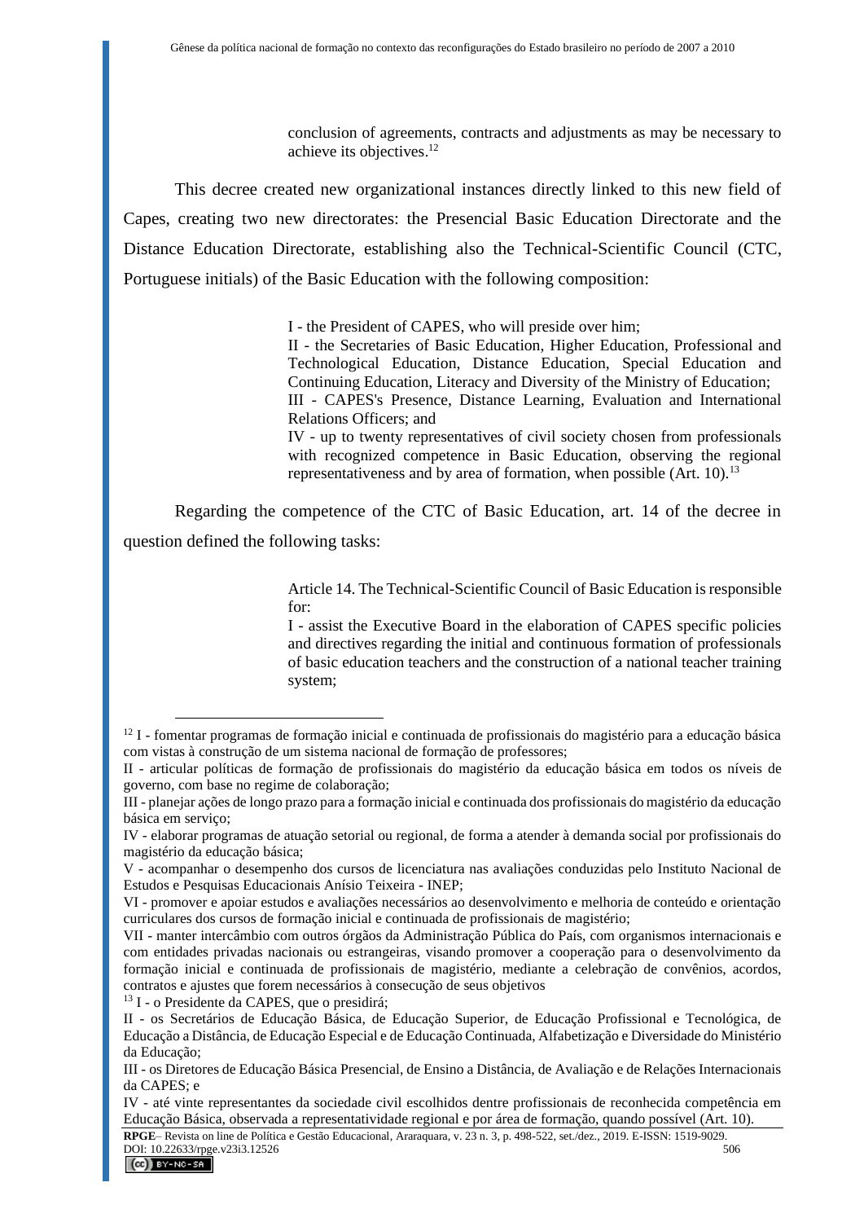> conclusion of agreements, contracts and adjustments as may be necessary to achieve its objectives.[12]

This decree created new organizational instances directly linked to this new field of Capes, creating two new directorates: the Presencial Basic Education Directorate and the Distance Education Directorate, establishing also the Technical-Scientific Council (CTC, Portuguese initials) of the Basic Education with the following composition:

> I - the President of CAPES, who will preside over him;
> II - the Secretaries of Basic Education, Higher Education, Professional and Technological Education, Distance Education, Special Education and Continuing Education, Literacy and Diversity of the Ministry of Education;
> III - CAPES's Presence, Distance Learning, Evaluation and International Relations Officers; and
> IV - up to twenty representatives of civil society chosen from professionals with recognized competence in Basic Education, observing the regional representativeness and by area of formation, when possible (Art. 10).[13]

Regarding the competence of the CTC of Basic Education, art. 14 of the decree in question defined the following tasks:

> Article 14. The Technical-Scientific Council of Basic Education is responsible for:
> I - assist the Executive Board in the elaboration of CAPES specific policies and directives regarding the initial and continuous formation of professionals of basic education teachers and the construction of a national teacher training system;

---

[12] I - fomentar programas de formação inicial e continuada de profissionais do magistério para a educação básica com vistas à construção de um sistema nacional de formação de professores;
II - articular políticas de formação de profissionais do magistério da educação básica em todos os níveis de governo, com base no regime de colaboração;
III - planejar ações de longo prazo para a formação inicial e continuada dos profissionais do magistério da educação básica em serviço;
IV - elaborar programas de atuação setorial ou regional, de forma a atender à demanda social por profissionais do magistério da educação básica;
V - acompanhar o desempenho dos cursos de licenciatura nas avaliações conduzidas pelo Instituto Nacional de Estudos e Pesquisas Educacionais Anísio Teixeira - INEP;
VI - promover e apoiar estudos e avaliações necessários ao desenvolvimento e melhoria de conteúdo e orientação curriculares dos cursos de formação inicial e continuada de profissionais de magistério;
VII - manter intercâmbio com outros órgãos da Administração Pública do País, com organismos internacionais e com entidades privadas nacionais ou estrangeiras, visando promover a cooperação para o desenvolvimento da formação inicial e continuada de profissionais de magistério, mediante a celebração de convênios, acordos, contratos e ajustes que forem necessários à consecução de seus objetivos

[13] I - o Presidente da CAPES, que o presidirá;
II - os Secretários de Educação Básica, de Educação Superior, de Educação Profissional e Tecnológica, de Educação a Distância, de Educação Especial e de Educação Continuada, Alfabetização e Diversidade do Ministério da Educação;
III - os Diretores de Educação Básica Presencial, de Ensino a Distância, de Avaliação e de Relações Internacionais da CAPES; e
IV - até vinte representantes da sociedade civil escolhidos dentre profissionais de reconhecida competência em Educação Básica, observada a representatividade regional e por área de formação, quando possível (Art. 10).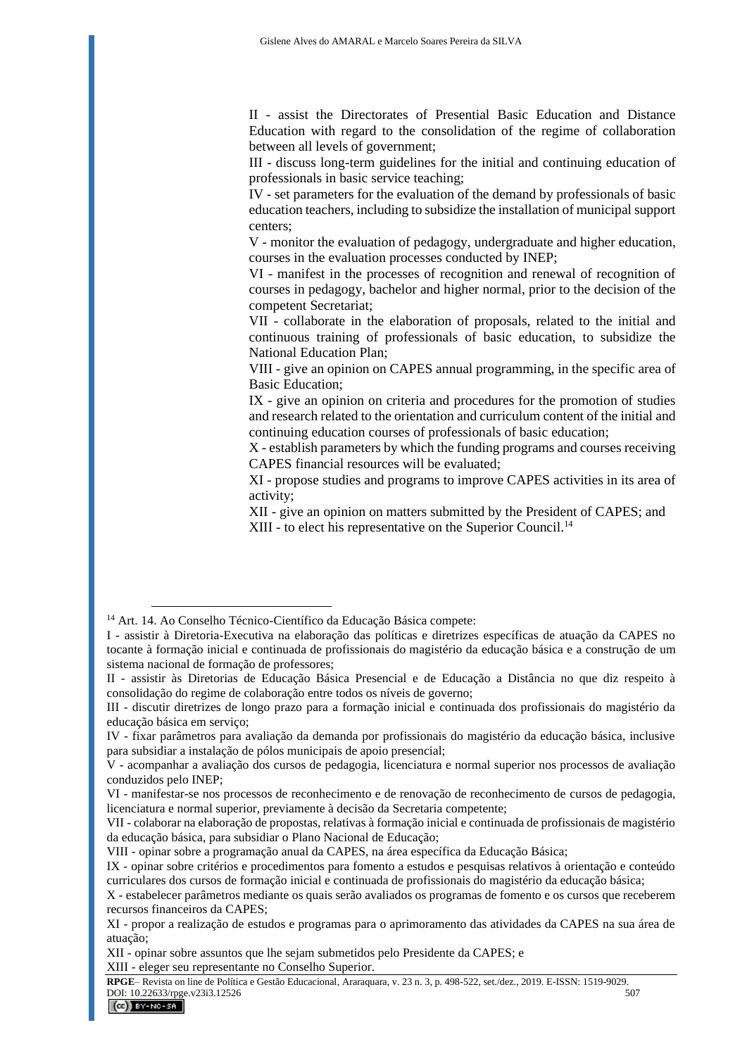> II - assist the Directorates of Presential Basic Education and Distance Education with regard to the consolidation of the regime of collaboration between all levels of government;
> III - discuss long-term guidelines for the initial and continuing education of professionals in basic service teaching;
> IV - set parameters for the evaluation of the demand by professionals of basic education teachers, including to subsidize the installation of municipal support centers;
> V - monitor the evaluation of pedagogy, undergraduate and higher education, courses in the evaluation processes conducted by INEP;
> VI - manifest in the processes of recognition and renewal of recognition of courses in pedagogy, bachelor and higher normal, prior to the decision of the competent Secretariat;
> VII - collaborate in the elaboration of proposals, related to the initial and continuous training of professionals of basic education, to subsidize the National Education Plan;
> VIII - give an opinion on CAPES annual programming, in the specific area of Basic Education;
> IX - give an opinion on criteria and procedures for the promotion of studies and research related to the orientation and curriculum content of the initial and continuing education courses of professionals of basic education;
> X - establish parameters by which the funding programs and courses receiving CAPES financial resources will be evaluated;
> XI - propose studies and programs to improve CAPES activities in its area of activity;
> XII - give an opinion on matters submitted by the President of CAPES; and
> XIII - to elect his representative on the Superior Council.[14]

---

[14] Art. 14. Ao Conselho Técnico-Científico da Educação Básica compete:

I - assistir à Diretoria-Executiva na elaboração das políticas e diretrizes específicas de atuação da CAPES no tocante à formação inicial e continuada de profissionais do magistério da educação básica e a construção de um sistema nacional de formação de professores;

II - assistir às Diretorias de Educação Básica Presencial e de Educação a Distância no que diz respeito à consolidação do regime de colaboração entre todos os níveis de governo;

III - discutir diretrizes de longo prazo para a formação inicial e continuada dos profissionais do magistério da educação básica em serviço;

IV - fixar parâmetros para avaliação da demanda por profissionais do magistério da educação básica, inclusive para subsidiar a instalação de pólos municipais de apoio presencial;

V - acompanhar a avaliação dos cursos de pedagogia, licenciatura e normal superior nos processos de avaliação conduzidos pelo INEP;

VI - manifestar-se nos processos de reconhecimento e de renovação de reconhecimento de cursos de pedagogia, licenciatura e normal superior, previamente à decisão da Secretaria competente;

VII - colaborar na elaboração de propostas, relativas à formação inicial e continuada de profissionais de magistério da educação básica, para subsidiar o Plano Nacional de Educação;

VIII - opinar sobre a programação anual da CAPES, na área específica da Educação Básica;

IX - opinar sobre critérios e procedimentos para fomento a estudos e pesquisas relativos à orientação e conteúdo curriculares dos cursos de formação inicial e continuada de profissionais do magistério da educação básica;

X - estabelecer parâmetros mediante os quais serão avaliados os programas de fomento e os cursos que receberem recursos financeiros da CAPES;

XI - propor a realização de estudos e programas para o aprimoramento das atividades da CAPES na sua área de atuação;

XII - opinar sobre assuntos que lhe sejam submetidos pelo Presidente da CAPES; e

XIII - eleger seu representante no Conselho Superior.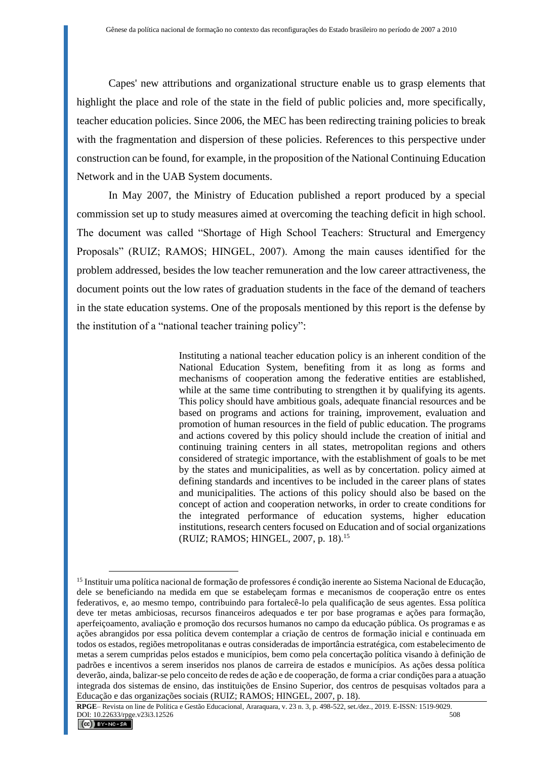Capes' new attributions and organizational structure enable us to grasp elements that highlight the place and role of the state in the field of public policies and, more specifically, teacher education policies. Since 2006, the MEC has been redirecting training policies to break with the fragmentation and dispersion of these policies. References to this perspective under construction can be found, for example, in the proposition of the National Continuing Education Network and in the UAB System documents.

In May 2007, the Ministry of Education published a report produced by a special commission set up to study measures aimed at overcoming the teaching deficit in high school. The document was called "Shortage of High School Teachers: Structural and Emergency Proposals" (RUIZ; RAMOS; HINGEL, 2007). Among the main causes identified for the problem addressed, besides the low teacher remuneration and the low career attractiveness, the document points out the low rates of graduation students in the face of the demand of teachers in the state education systems. One of the proposals mentioned by this report is the defense by the institution of a "national teacher training policy":

> Instituting a national teacher education policy is an inherent condition of the National Education System, benefiting from it as long as forms and mechanisms of cooperation among the federative entities are established, while at the same time contributing to strengthen it by qualifying its agents. This policy should have ambitious goals, adequate financial resources and be based on programs and actions for training, improvement, evaluation and promotion of human resources in the field of public education. The programs and actions covered by this policy should include the creation of initial and continuing training centers in all states, metropolitan regions and others considered of strategic importance, with the establishment of goals to be met by the states and municipalities, as well as by concertation. policy aimed at defining standards and incentives to be included in the career plans of states and municipalities. The actions of this policy should also be based on the concept of action and cooperation networks, in order to create conditions for the integrated performance of education systems, higher education institutions, research centers focused on Education and of social organizations (RUIZ; RAMOS; HINGEL, 2007, p. 18).[15]

---

[15] Instituir uma política nacional de formação de professores é condição inerente ao Sistema Nacional de Educação, dele se beneficiando na medida em que se estabeleçam formas e mecanismos de cooperação entre os entes federativos, e, ao mesmo tempo, contribuindo para fortalecê-lo pela qualificação de seus agentes. Essa política deve ter metas ambiciosas, recursos financeiros adequados e ter por base programas e ações para formação, aperfeiçoamento, avaliação e promoção dos recursos humanos no campo da educação pública. Os programas e as ações abrangidos por essa política devem contemplar a criação de centros de formação inicial e continuada em todos os estados, regiões metropolitanas e outras consideradas de importância estratégica, com estabelecimento de metas a serem cumpridas pelos estados e municípios, bem como pela concertação política visando à definição de padrões e incentivos a serem inseridos nos planos de carreira de estados e municípios. As ações dessa política deverão, ainda, balizar-se pelo conceito de redes de ação e de cooperação, de forma a criar condições para a atuação integrada dos sistemas de ensino, das instituições de Ensino Superior, dos centros de pesquisas voltados para a Educação e das organizações sociais (RUIZ; RAMOS; HINGEL, 2007, p. 18).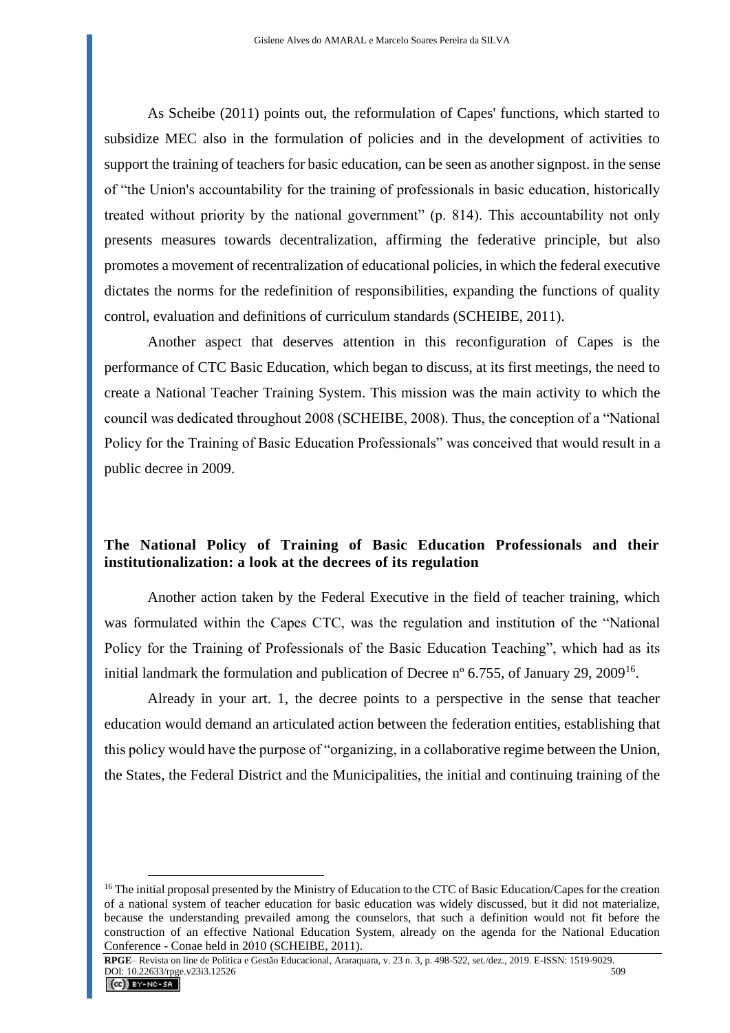As Scheibe (2011) points out, the reformulation of Capes' functions, which started to subsidize MEC also in the formulation of policies and in the development of activities to support the training of teachers for basic education, can be seen as another signpost. in the sense of "the Union's accountability for the training of professionals in basic education, historically treated without priority by the national government" (p. 814). This accountability not only presents measures towards decentralization, affirming the federative principle, but also promotes a movement of recentralization of educational policies, in which the federal executive dictates the norms for the redefinition of responsibilities, expanding the functions of quality control, evaluation and definitions of curriculum standards (SCHEIBE, 2011).

Another aspect that deserves attention in this reconfiguration of Capes is the performance of CTC Basic Education, which began to discuss, at its first meetings, the need to create a National Teacher Training System. This mission was the main activity to which the council was dedicated throughout 2008 (SCHEIBE, 2008). Thus, the conception of a "National Policy for the Training of Basic Education Professionals" was conceived that would result in a public decree in 2009.

## The National Policy of Training of Basic Education Professionals and their institutionalization: a look at the decrees of its regulation

Another action taken by the Federal Executive in the field of teacher training, which was formulated within the Capes CTC, was the regulation and institution of the "National Policy for the Training of Professionals of the Basic Education Teaching", which had as its initial landmark the formulation and publication of Decree nº 6.755, of January 29, 2009[16].

Already in your art. 1, the decree points to a perspective in the sense that teacher education would demand an articulated action between the federation entities, establishing that this policy would have the purpose of "organizing, in a collaborative regime between the Union, the States, the Federal District and the Municipalities, the initial and continuing training of the

---

[16] The initial proposal presented by the Ministry of Education to the CTC of Basic Education/Capes for the creation of a national system of teacher education for basic education was widely discussed, but it did not materialize, because the understanding prevailed among the counselors, that such a definition would not fit before the construction of an effective National Education System, already on the agenda for the National Education Conference - Conae held in 2010 (SCHEIBE, 2011).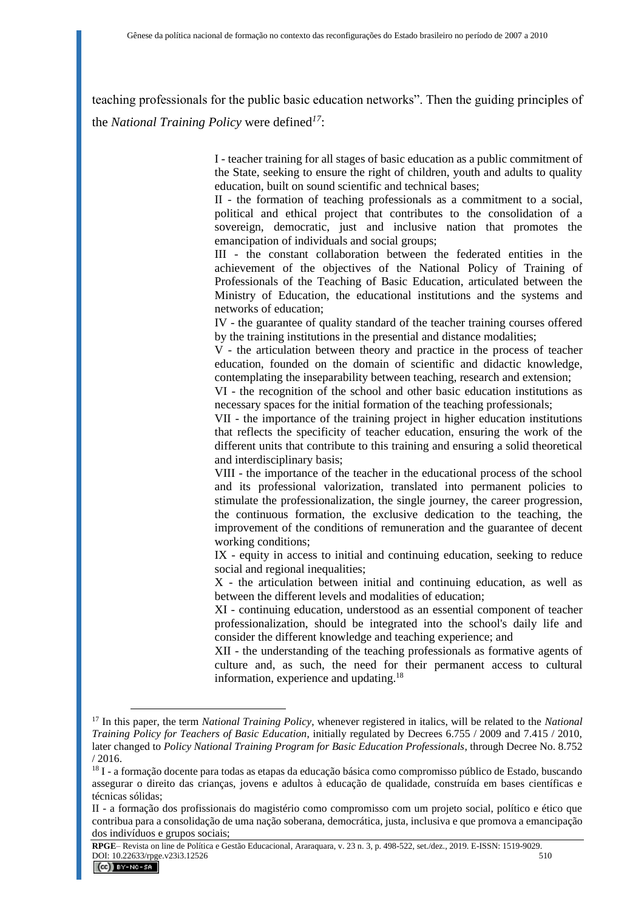teaching professionals for the public basic education networks". Then the guiding principles of the *National Training Policy* were defined[17]:

> I - teacher training for all stages of basic education as a public commitment of the State, seeking to ensure the right of children, youth and adults to quality education, built on sound scientific and technical bases;
> II - the formation of teaching professionals as a commitment to a social, political and ethical project that contributes to the consolidation of a sovereign, democratic, just and inclusive nation that promotes the emancipation of individuals and social groups;
> III - the constant collaboration between the federated entities in the achievement of the objectives of the National Policy of Training of Professionals of the Teaching of Basic Education, articulated between the Ministry of Education, the educational institutions and the systems and networks of education;
> IV - the guarantee of quality standard of the teacher training courses offered by the training institutions in the presential and distance modalities;
> V - the articulation between theory and practice in the process of teacher education, founded on the domain of scientific and didactic knowledge, contemplating the inseparability between teaching, research and extension;
> VI - the recognition of the school and other basic education institutions as necessary spaces for the initial formation of the teaching professionals;
> VII - the importance of the training project in higher education institutions that reflects the specificity of teacher education, ensuring the work of the different units that contribute to this training and ensuring a solid theoretical and interdisciplinary basis;
> VIII - the importance of the teacher in the educational process of the school and its professional valorization, translated into permanent policies to stimulate the professionalization, the single journey, the career progression, the continuous formation, the exclusive dedication to the teaching, the improvement of the conditions of remuneration and the guarantee of decent working conditions;
> IX - equity in access to initial and continuing education, seeking to reduce social and regional inequalities;
> X - the articulation between initial and continuing education, as well as between the different levels and modalities of education;
> XI - continuing education, understood as an essential component of teacher professionalization, should be integrated into the school's daily life and consider the different knowledge and teaching experience; and
> XII - the understanding of the teaching professionals as formative agents of culture and, as such, the need for their permanent access to cultural information, experience and updating.[18]

---

[17] In this paper, the term *National Training Policy*, whenever registered in italics, will be related to the *National Training Policy for Teachers of Basic Education*, initially regulated by Decrees 6.755 / 2009 and 7.415 / 2010, later changed to *Policy National Training Program for Basic Education Professionals*, through Decree No. 8.752 / 2016.

[18] I - a formação docente para todas as etapas da educação básica como compromisso público de Estado, buscando assegurar o direito das crianças, jovens e adultos à educação de qualidade, construída em bases científicas e técnicas sólidas;

II - a formação dos profissionais do magistério como compromisso com um projeto social, político e ético que contribua para a consolidação de uma nação soberana, democrática, justa, inclusiva e que promova a emancipação dos indivíduos e grupos sociais;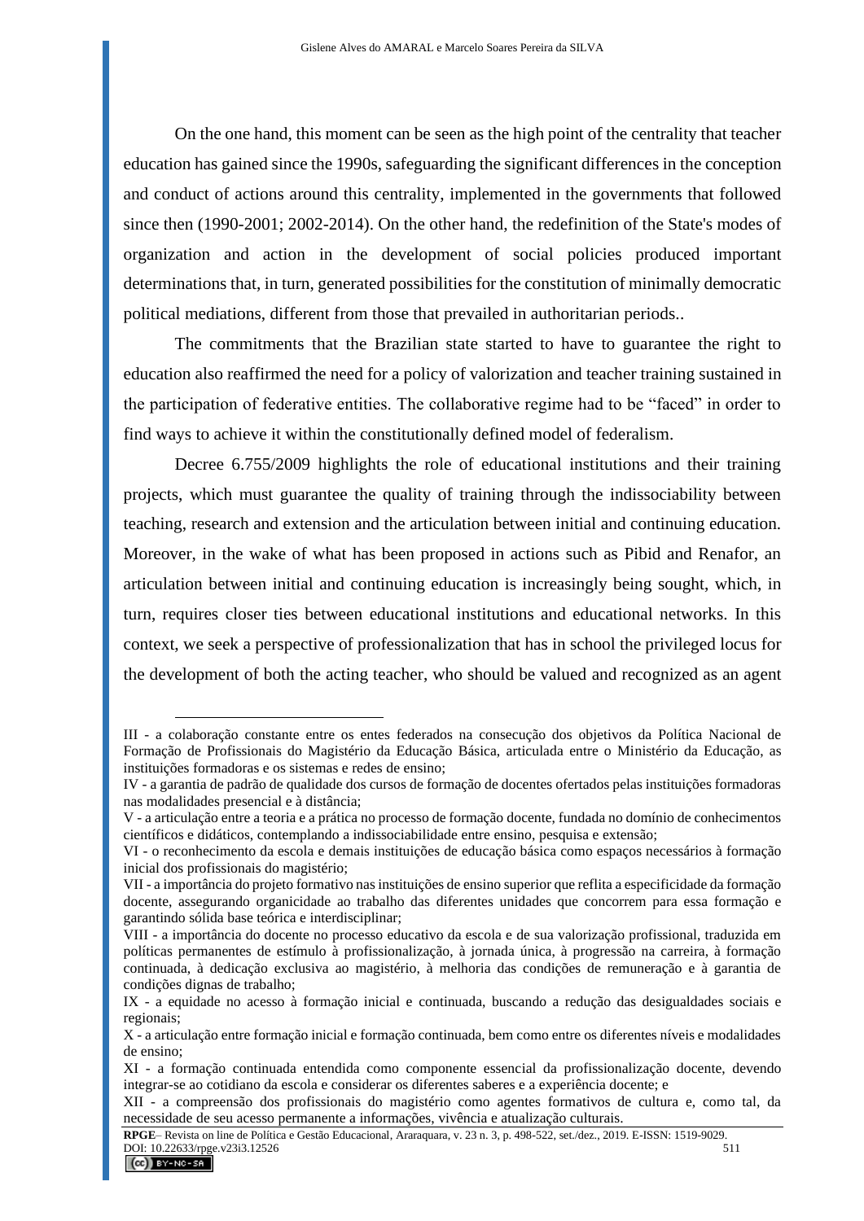On the one hand, this moment can be seen as the high point of the centrality that teacher education has gained since the 1990s, safeguarding the significant differences in the conception and conduct of actions around this centrality, implemented in the governments that followed since then (1990-2001; 2002-2014). On the other hand, the redefinition of the State's modes of organization and action in the development of social policies produced important determinations that, in turn, generated possibilities for the constitution of minimally democratic political mediations, different from those that prevailed in authoritarian periods..

The commitments that the Brazilian state started to have to guarantee the right to education also reaffirmed the need for a policy of valorization and teacher training sustained in the participation of federative entities. The collaborative regime had to be "faced" in order to find ways to achieve it within the constitutionally defined model of federalism.

Decree 6.755/2009 highlights the role of educational institutions and their training projects, which must guarantee the quality of training through the indissociability between teaching, research and extension and the articulation between initial and continuing education. Moreover, in the wake of what has been proposed in actions such as Pibid and Renafor, an articulation between initial and continuing education is increasingly being sought, which, in turn, requires closer ties between educational institutions and educational networks. In this context, we seek a perspective of professionalization that has in school the privileged locus for the development of both the acting teacher, who should be valued and recognized as an agent

---

III - a colaboração constante entre os entes federados na consecução dos objetivos da Política Nacional de Formação de Profissionais do Magistério da Educação Básica, articulada entre o Ministério da Educação, as instituições formadoras e os sistemas e redes de ensino;

IV - a garantia de padrão de qualidade dos cursos de formação de docentes ofertados pelas instituições formadoras nas modalidades presencial e à distância;

V - a articulação entre a teoria e a prática no processo de formação docente, fundada no domínio de conhecimentos científicos e didáticos, contemplando a indissociabilidade entre ensino, pesquisa e extensão;

VI - o reconhecimento da escola e demais instituições de educação básica como espaços necessários à formação inicial dos profissionais do magistério;

VII - a importância do projeto formativo nas instituições de ensino superior que reflita a especificidade da formação docente, assegurando organicidade ao trabalho das diferentes unidades que concorrem para essa formação e garantindo sólida base teórica e interdisciplinar;

VIII - a importância do docente no processo educativo da escola e de sua valorização profissional, traduzida em políticas permanentes de estímulo à profissionalização, à jornada única, à progressão na carreira, à formação continuada, à dedicação exclusiva ao magistério, à melhoria das condições de remuneração e à garantia de condições dignas de trabalho;

IX - a equidade no acesso à formação inicial e continuada, buscando a redução das desigualdades sociais e regionais;

X - a articulação entre formação inicial e formação continuada, bem como entre os diferentes níveis e modalidades de ensino;

XI - a formação continuada entendida como componente essencial da profissionalização docente, devendo integrar-se ao cotidiano da escola e considerar os diferentes saberes e a experiência docente; e

XII - a compreensão dos profissionais do magistério como agentes formativos de cultura e, como tal, da necessidade de seu acesso permanente a informações, vivência e atualização culturais.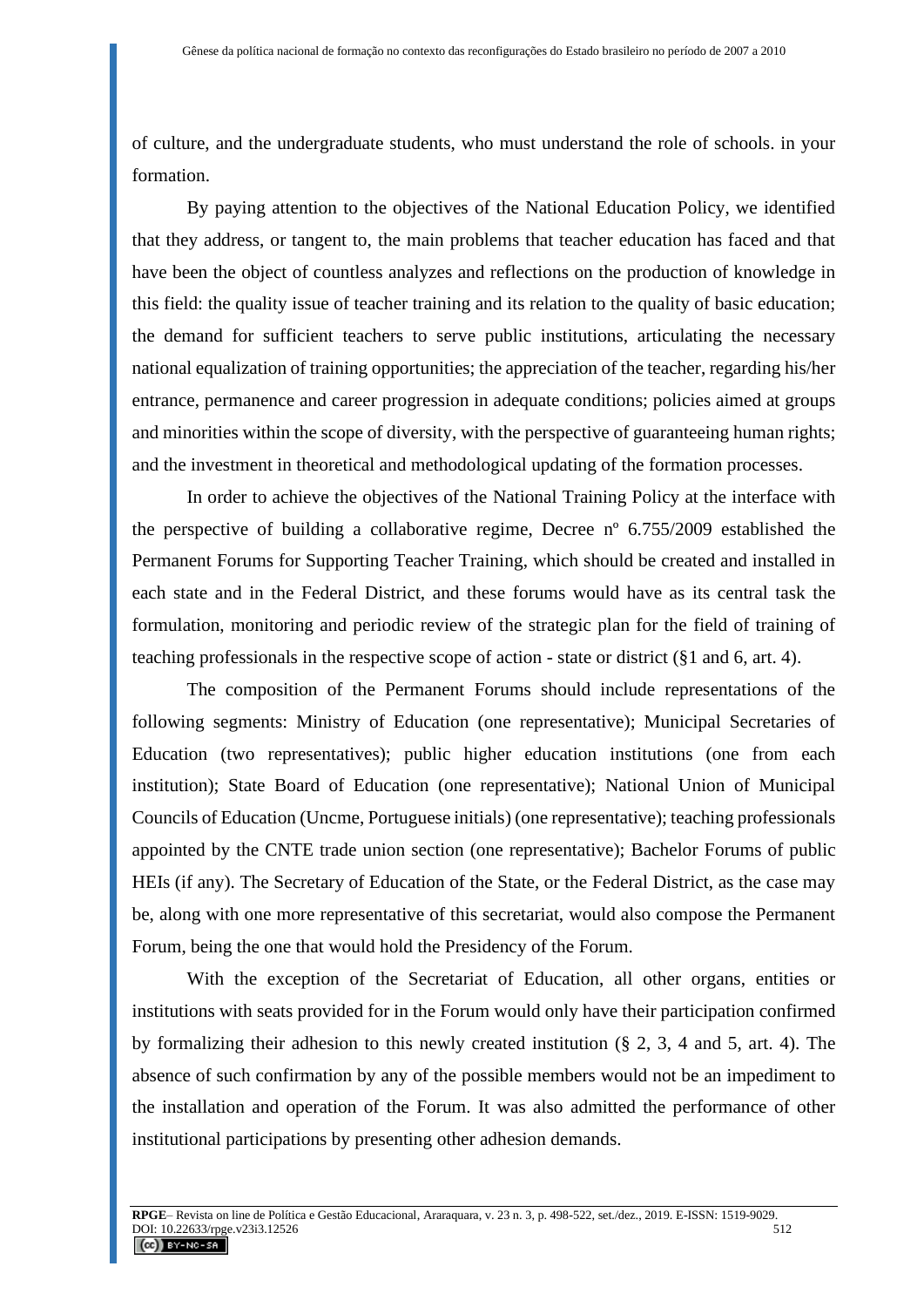of culture, and the undergraduate students, who must understand the role of schools. in your formation.

By paying attention to the objectives of the National Education Policy, we identified that they address, or tangent to, the main problems that teacher education has faced and that have been the object of countless analyzes and reflections on the production of knowledge in this field: the quality issue of teacher training and its relation to the quality of basic education; the demand for sufficient teachers to serve public institutions, articulating the necessary national equalization of training opportunities; the appreciation of the teacher, regarding his/her entrance, permanence and career progression in adequate conditions; policies aimed at groups and minorities within the scope of diversity, with the perspective of guaranteeing human rights; and the investment in theoretical and methodological updating of the formation processes.

In order to achieve the objectives of the National Training Policy at the interface with the perspective of building a collaborative regime, Decree nº 6.755/2009 established the Permanent Forums for Supporting Teacher Training, which should be created and installed in each state and in the Federal District, and these forums would have as its central task the formulation, monitoring and periodic review of the strategic plan for the field of training of teaching professionals in the respective scope of action - state or district (§1 and 6, art. 4).

The composition of the Permanent Forums should include representations of the following segments: Ministry of Education (one representative); Municipal Secretaries of Education (two representatives); public higher education institutions (one from each institution); State Board of Education (one representative); National Union of Municipal Councils of Education (Uncme, Portuguese initials) (one representative); teaching professionals appointed by the CNTE trade union section (one representative); Bachelor Forums of public HEIs (if any). The Secretary of Education of the State, or the Federal District, as the case may be, along with one more representative of this secretariat, would also compose the Permanent Forum, being the one that would hold the Presidency of the Forum.

With the exception of the Secretariat of Education, all other organs, entities or institutions with seats provided for in the Forum would only have their participation confirmed by formalizing their adhesion to this newly created institution (§ 2, 3, 4 and 5, art. 4). The absence of such confirmation by any of the possible members would not be an impediment to the installation and operation of the Forum. It was also admitted the performance of other institutional participations by presenting other adhesion demands.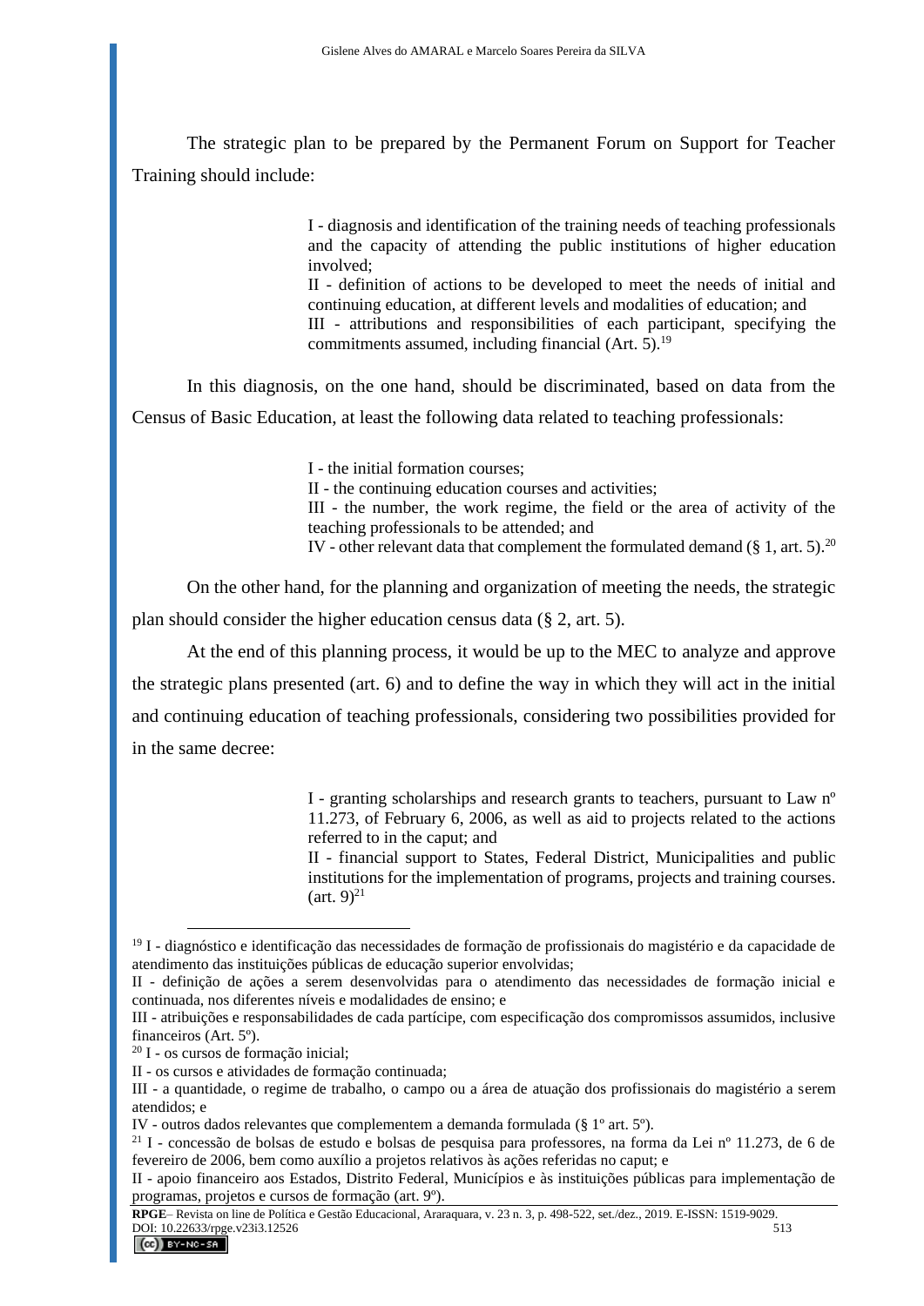The strategic plan to be prepared by the Permanent Forum on Support for Teacher Training should include:

> I - diagnosis and identification of the training needs of teaching professionals and the capacity of attending the public institutions of higher education involved;
> II - definition of actions to be developed to meet the needs of initial and continuing education, at different levels and modalities of education; and
> III - attributions and responsibilities of each participant, specifying the commitments assumed, including financial (Art. 5).[19]

In this diagnosis, on the one hand, should be discriminated, based on data from the Census of Basic Education, at least the following data related to teaching professionals:

> I - the initial formation courses;
> II - the continuing education courses and activities;
> III - the number, the work regime, the field or the area of activity of the teaching professionals to be attended; and
> IV - other relevant data that complement the formulated demand (§ 1, art. 5).[20]

On the other hand, for the planning and organization of meeting the needs, the strategic plan should consider the higher education census data (§ 2, art. 5).

At the end of this planning process, it would be up to the MEC to analyze and approve the strategic plans presented (art. 6) and to define the way in which they will act in the initial and continuing education of teaching professionals, considering two possibilities provided for in the same decree:

> I - granting scholarships and research grants to teachers, pursuant to Law nº 11.273, of February 6, 2006, as well as aid to projects related to the actions referred to in the caput; and
> II - financial support to States, Federal District, Municipalities and public institutions for the implementation of programs, projects and training courses. (art. 9)[21]

---

[19] I - diagnóstico e identificação das necessidades de formação de profissionais do magistério e da capacidade de atendimento das instituições públicas de educação superior envolvidas;
II - definição de ações a serem desenvolvidas para o atendimento das necessidades de formação inicial e continuada, nos diferentes níveis e modalidades de ensino; e
III - atribuições e responsabilidades de cada partícipe, com especificação dos compromissos assumidos, inclusive financeiros (Art. 5º).

[20] I - os cursos de formação inicial;
II - os cursos e atividades de formação continuada;
III - a quantidade, o regime de trabalho, o campo ou a área de atuação dos profissionais do magistério a serem atendidos; e
IV - outros dados relevantes que complementem a demanda formulada (§ 1º art. 5º).

[21] I - concessão de bolsas de estudo e bolsas de pesquisa para professores, na forma da Lei nº 11.273, de 6 de fevereiro de 2006, bem como auxílio a projetos relativos às ações referidas no caput; e
II - apoio financeiro aos Estados, Distrito Federal, Municípios e às instituições públicas para implementação de programas, projetos e cursos de formação (art. 9º).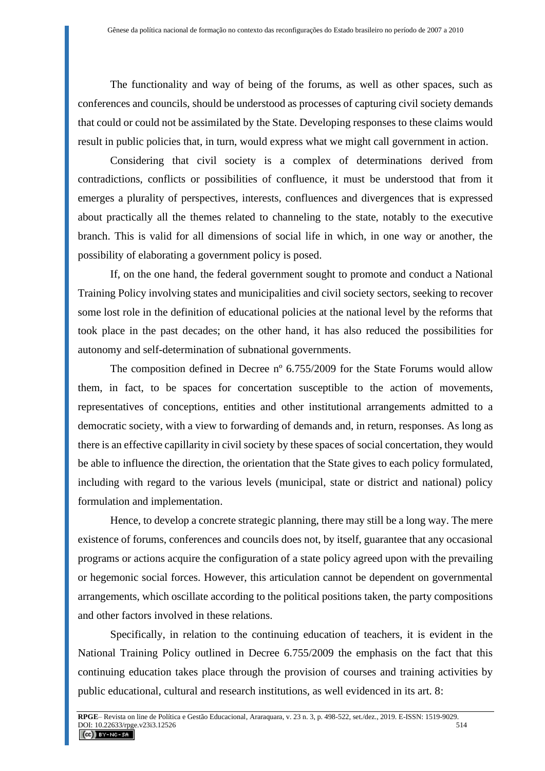The functionality and way of being of the forums, as well as other spaces, such as conferences and councils, should be understood as processes of capturing civil society demands that could or could not be assimilated by the State. Developing responses to these claims would result in public policies that, in turn, would express what we might call government in action.

Considering that civil society is a complex of determinations derived from contradictions, conflicts or possibilities of confluence, it must be understood that from it emerges a plurality of perspectives, interests, confluences and divergences that is expressed about practically all the themes related to channeling to the state, notably to the executive branch. This is valid for all dimensions of social life in which, in one way or another, the possibility of elaborating a government policy is posed.

If, on the one hand, the federal government sought to promote and conduct a National Training Policy involving states and municipalities and civil society sectors, seeking to recover some lost role in the definition of educational policies at the national level by the reforms that took place in the past decades; on the other hand, it has also reduced the possibilities for autonomy and self-determination of subnational governments.

The composition defined in Decree nº 6.755/2009 for the State Forums would allow them, in fact, to be spaces for concertation susceptible to the action of movements, representatives of conceptions, entities and other institutional arrangements admitted to a democratic society, with a view to forwarding of demands and, in return, responses. As long as there is an effective capillarity in civil society by these spaces of social concertation, they would be able to influence the direction, the orientation that the State gives to each policy formulated, including with regard to the various levels (municipal, state or district and national) policy formulation and implementation.

Hence, to develop a concrete strategic planning, there may still be a long way. The mere existence of forums, conferences and councils does not, by itself, guarantee that any occasional programs or actions acquire the configuration of a state policy agreed upon with the prevailing or hegemonic social forces. However, this articulation cannot be dependent on governmental arrangements, which oscillate according to the political positions taken, the party compositions and other factors involved in these relations.

Specifically, in relation to the continuing education of teachers, it is evident in the National Training Policy outlined in Decree 6.755/2009 the emphasis on the fact that this continuing education takes place through the provision of courses and training activities by public educational, cultural and research institutions, as well evidenced in its art. 8: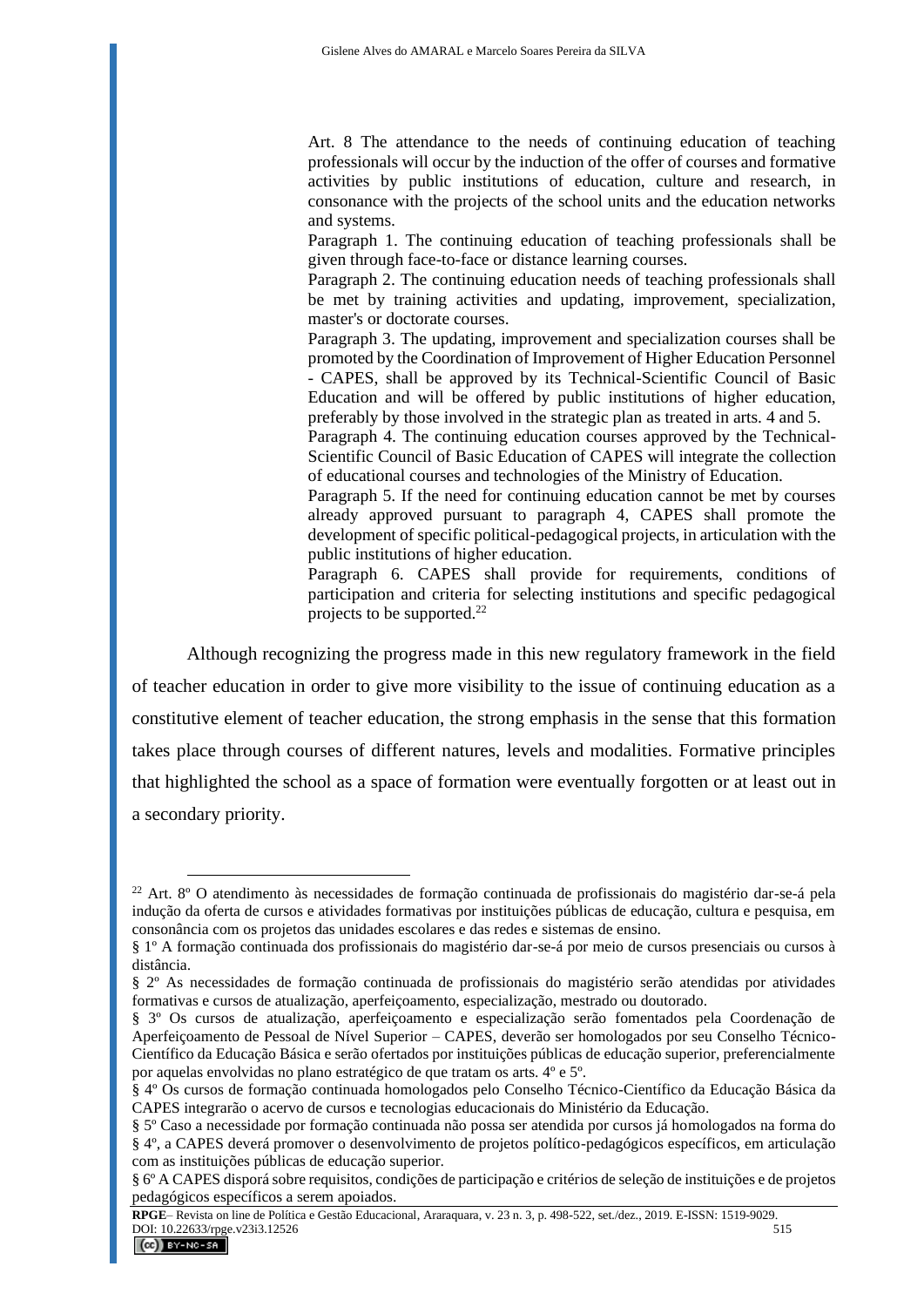> Art. 8 The attendance to the needs of continuing education of teaching professionals will occur by the induction of the offer of courses and formative activities by public institutions of education, culture and research, in consonance with the projects of the school units and the education networks and systems.
>
> Paragraph 1. The continuing education of teaching professionals shall be given through face-to-face or distance learning courses.
>
> Paragraph 2. The continuing education needs of teaching professionals shall be met by training activities and updating, improvement, specialization, master's or doctorate courses.
>
> Paragraph 3. The updating, improvement and specialization courses shall be promoted by the Coordination of Improvement of Higher Education Personnel - CAPES, shall be approved by its Technical-Scientific Council of Basic Education and will be offered by public institutions of higher education, preferably by those involved in the strategic plan as treated in arts. 4 and 5.
>
> Paragraph 4. The continuing education courses approved by the Technical-Scientific Council of Basic Education of CAPES will integrate the collection of educational courses and technologies of the Ministry of Education.
>
> Paragraph 5. If the need for continuing education cannot be met by courses already approved pursuant to paragraph 4, CAPES shall promote the development of specific political-pedagogical projects, in articulation with the public institutions of higher education.
>
> Paragraph 6. CAPES shall provide for requirements, conditions of participation and criteria for selecting institutions and specific pedagogical projects to be supported.[22]

Although recognizing the progress made in this new regulatory framework in the field of teacher education in order to give more visibility to the issue of continuing education as a constitutive element of teacher education, the strong emphasis in the sense that this formation takes place through courses of different natures, levels and modalities. Formative principles that highlighted the school as a space of formation were eventually forgotten or at least out in a secondary priority.

---

[22] Art. 8º O atendimento às necessidades de formação continuada de profissionais do magistério dar-se-á pela indução da oferta de cursos e atividades formativas por instituições públicas de educação, cultura e pesquisa, em consonância com os projetos das unidades escolares e das redes e sistemas de ensino.

§ 1º A formação continuada dos profissionais do magistério dar-se-á por meio de cursos presenciais ou cursos à distância.

§ 2º As necessidades de formação continuada de profissionais do magistério serão atendidas por atividades formativas e cursos de atualização, aperfeiçoamento, especialização, mestrado ou doutorado.

§ 3º Os cursos de atualização, aperfeiçoamento e especialização serão fomentados pela Coordenação de Aperfeiçoamento de Pessoal de Nível Superior – CAPES, deverão ser homologados por seu Conselho Técnico-Científico da Educação Básica e serão ofertados por instituições públicas de educação superior, preferencialmente por aquelas envolvidas no plano estratégico de que tratam os arts. 4º e 5º.

§ 4º Os cursos de formação continuada homologados pelo Conselho Técnico-Científico da Educação Básica da CAPES integrarão o acervo de cursos e tecnologias educacionais do Ministério da Educação.

§ 5º Caso a necessidade por formação continuada não possa ser atendida por cursos já homologados na forma do § 4º, a CAPES deverá promover o desenvolvimento de projetos político-pedagógicos específicos, em articulação com as instituições públicas de educação superior.

§ 6º A CAPES disporá sobre requisitos, condições de participação e critérios de seleção de instituições e de projetos pedagógicos específicos a serem apoiados.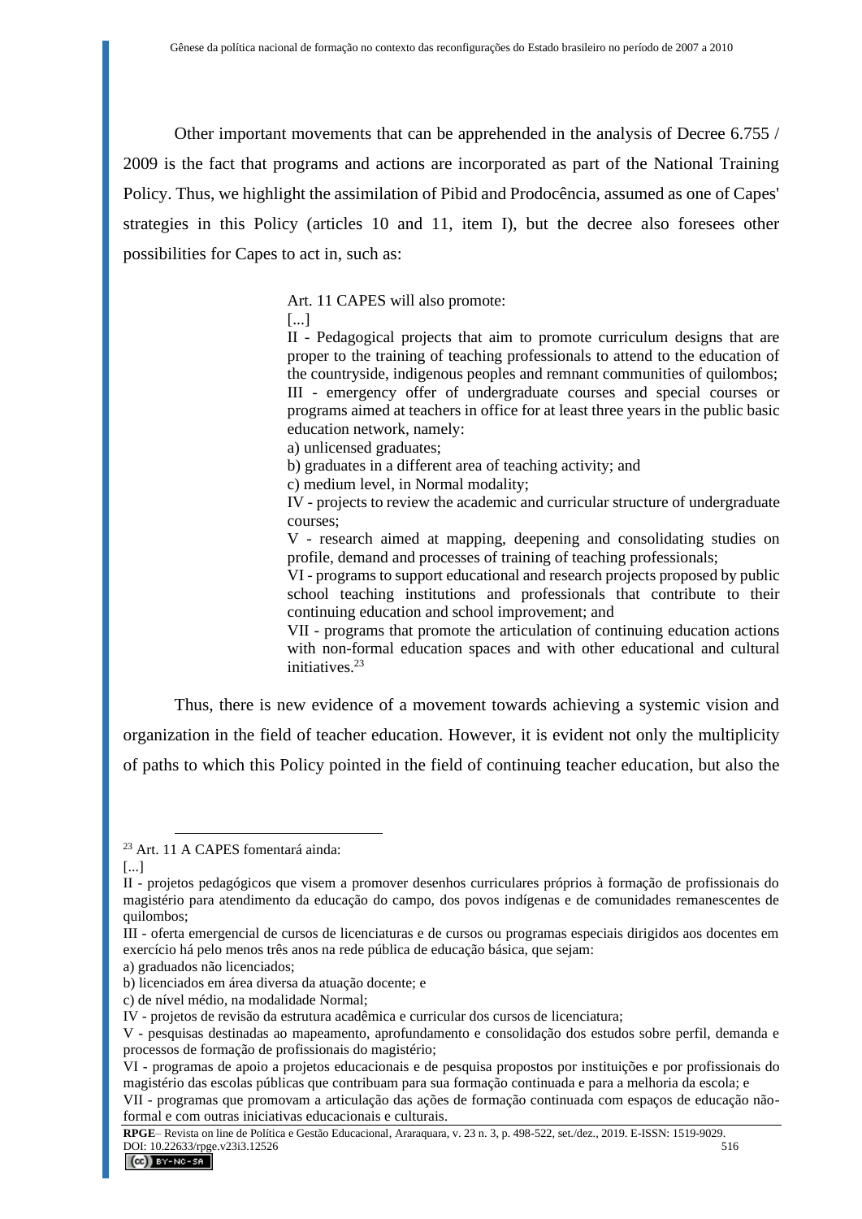Other important movements that can be apprehended in the analysis of Decree 6.755 / 2009 is the fact that programs and actions are incorporated as part of the National Training Policy. Thus, we highlight the assimilation of Pibid and Prodocência, assumed as one of Capes' strategies in this Policy (articles 10 and 11, item I), but the decree also foresees other possibilities for Capes to act in, such as:

> Art. 11 CAPES will also promote:
> [...]
> II - Pedagogical projects that aim to promote curriculum designs that are proper to the training of teaching professionals to attend to the education of the countryside, indigenous peoples and remnant communities of quilombos;
> III - emergency offer of undergraduate courses and special courses or programs aimed at teachers in office for at least three years in the public basic education network, namely:
> a) unlicensed graduates;
> b) graduates in a different area of teaching activity; and
> c) medium level, in Normal modality;
> IV - projects to review the academic and curricular structure of undergraduate courses;
> V - research aimed at mapping, deepening and consolidating studies on profile, demand and processes of training of teaching professionals;
> VI - programs to support educational and research projects proposed by public school teaching institutions and professionals that contribute to their continuing education and school improvement; and
> VII - programs that promote the articulation of continuing education actions with non-formal education spaces and with other educational and cultural initiatives.[23]

Thus, there is new evidence of a movement towards achieving a systemic vision and organization in the field of teacher education. However, it is evident not only the multiplicity of paths to which this Policy pointed in the field of continuing teacher education, but also the

---

[23] Art. 11 A CAPES fomentará ainda:
[...]
II - projetos pedagógicos que visem a promover desenhos curriculares próprios à formação de profissionais do magistério para atendimento da educação do campo, dos povos indígenas e de comunidades remanescentes de quilombos;
III - oferta emergencial de cursos de licenciaturas e de cursos ou programas especiais dirigidos aos docentes em exercício há pelo menos três anos na rede pública de educação básica, que sejam:
a) graduados não licenciados;
b) licenciados em área diversa da atuação docente; e
c) de nível médio, na modalidade Normal;
IV - projetos de revisão da estrutura acadêmica e curricular dos cursos de licenciatura;
V - pesquisas destinadas ao mapeamento, aprofundamento e consolidação dos estudos sobre perfil, demanda e processos de formação de profissionais do magistério;
VI - programas de apoio a projetos educacionais e de pesquisa propostos por instituições e por profissionais do magistério das escolas públicas que contribuam para sua formação continuada e para a melhoria da escola; e
VII - programas que promovam a articulação das ações de formação continuada com espaços de educação não-formal e com outras iniciativas educacionais e culturais.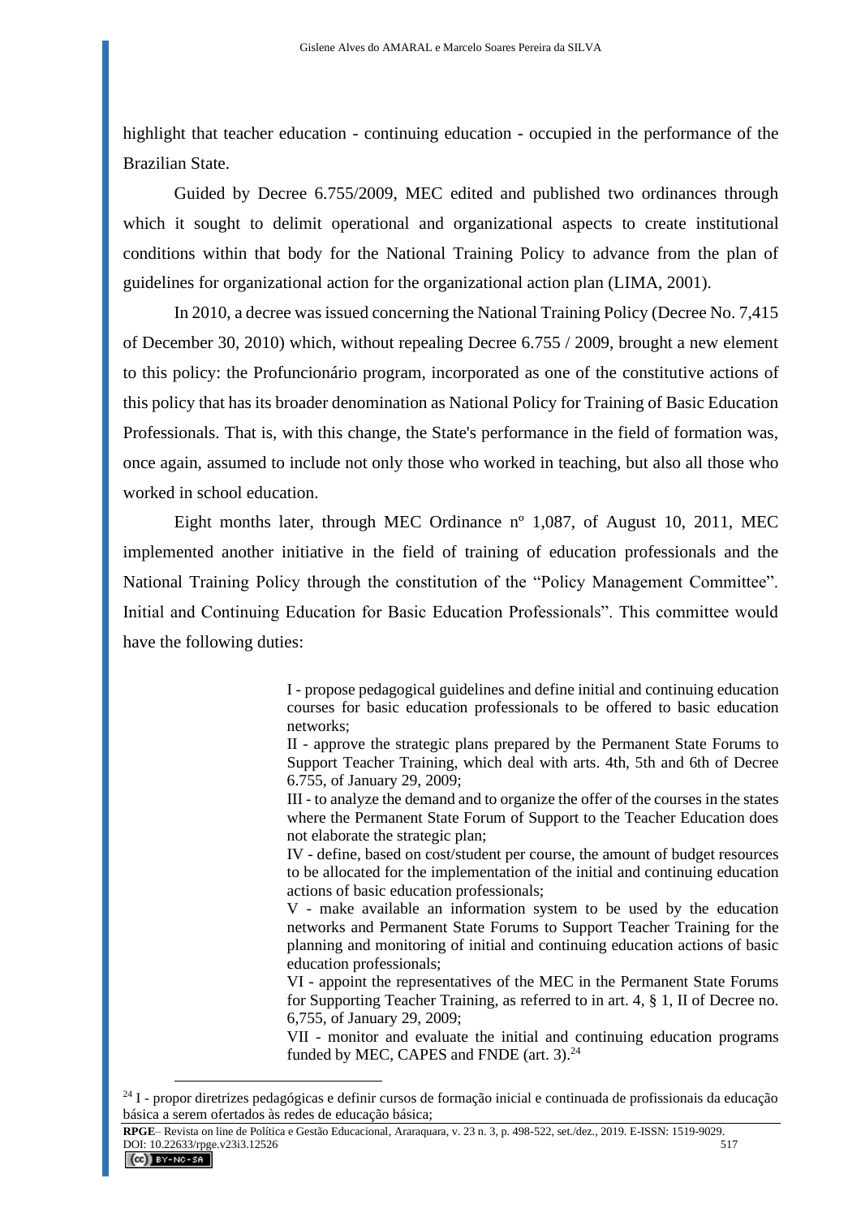highlight that teacher education - continuing education - occupied in the performance of the Brazilian State.

Guided by Decree 6.755/2009, MEC edited and published two ordinances through which it sought to delimit operational and organizational aspects to create institutional conditions within that body for the National Training Policy to advance from the plan of guidelines for organizational action for the organizational action plan (LIMA, 2001).

In 2010, a decree was issued concerning the National Training Policy (Decree No. 7,415 of December 30, 2010) which, without repealing Decree 6.755 / 2009, brought a new element to this policy: the Profuncionário program, incorporated as one of the constitutive actions of this policy that has its broader denomination as National Policy for Training of Basic Education Professionals. That is, with this change, the State's performance in the field of formation was, once again, assumed to include not only those who worked in teaching, but also all those who worked in school education.

Eight months later, through MEC Ordinance nº 1,087, of August 10, 2011, MEC implemented another initiative in the field of training of education professionals and the National Training Policy through the constitution of the "Policy Management Committee". Initial and Continuing Education for Basic Education Professionals". This committee would have the following duties:

> I - propose pedagogical guidelines and define initial and continuing education courses for basic education professionals to be offered to basic education networks;
> II - approve the strategic plans prepared by the Permanent State Forums to Support Teacher Training, which deal with arts. 4th, 5th and 6th of Decree 6.755, of January 29, 2009;
> III - to analyze the demand and to organize the offer of the courses in the states where the Permanent State Forum of Support to the Teacher Education does not elaborate the strategic plan;
> IV - define, based on cost/student per course, the amount of budget resources to be allocated for the implementation of the initial and continuing education actions of basic education professionals;
> V - make available an information system to be used by the education networks and Permanent State Forums to Support Teacher Training for the planning and monitoring of initial and continuing education actions of basic education professionals;
> VI - appoint the representatives of the MEC in the Permanent State Forums for Supporting Teacher Training, as referred to in art. 4, § 1, II of Decree no. 6,755, of January 29, 2009;
> VII - monitor and evaluate the initial and continuing education programs funded by MEC, CAPES and FNDE (art. 3).[24]

[24] I - propor diretrizes pedagógicas e definir cursos de formação inicial e continuada de profissionais da educação básica a serem ofertados às redes de educação básica;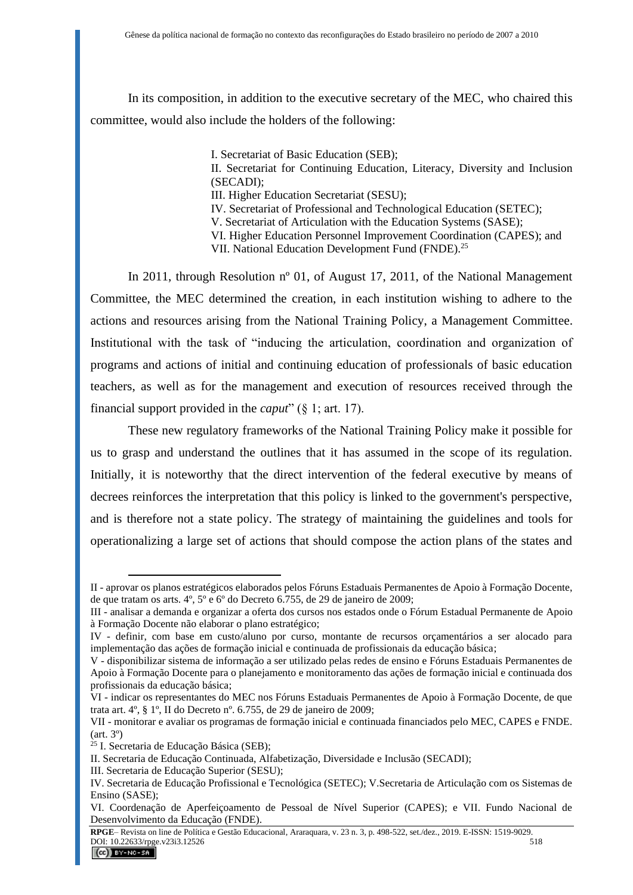In its composition, in addition to the executive secretary of the MEC, who chaired this committee, would also include the holders of the following:

> I. Secretariat of Basic Education (SEB);
> II. Secretariat for Continuing Education, Literacy, Diversity and Inclusion (SECADI);
> III. Higher Education Secretariat (SESU);
> IV. Secretariat of Professional and Technological Education (SETEC);
> V. Secretariat of Articulation with the Education Systems (SASE);
> VI. Higher Education Personnel Improvement Coordination (CAPES); and
> VII. National Education Development Fund (FNDE).[25]

In 2011, through Resolution nº 01, of August 17, 2011, of the National Management Committee, the MEC determined the creation, in each institution wishing to adhere to the actions and resources arising from the National Training Policy, a Management Committee. Institutional with the task of "inducing the articulation, coordination and organization of programs and actions of initial and continuing education of professionals of basic education teachers, as well as for the management and execution of resources received through the financial support provided in the *caput*" (§ 1; art. 17).

These new regulatory frameworks of the National Training Policy make it possible for us to grasp and understand the outlines that it has assumed in the scope of its regulation. Initially, it is noteworthy that the direct intervention of the federal executive by means of decrees reinforces the interpretation that this policy is linked to the government's perspective, and is therefore not a state policy. The strategy of maintaining the guidelines and tools for operationalizing a large set of actions that should compose the action plans of the states and

---

II - aprovar os planos estratégicos elaborados pelos Fóruns Estaduais Permanentes de Apoio à Formação Docente, de que tratam os arts. 4º, 5º e 6º do Decreto 6.755, de 29 de janeiro de 2009;
III - analisar a demanda e organizar a oferta dos cursos nos estados onde o Fórum Estadual Permanente de Apoio à Formação Docente não elaborar o plano estratégico;
IV - definir, com base em custo/aluno por curso, montante de recursos orçamentários a ser alocado para implementação das ações de formação inicial e continuada de profissionais da educação básica;
V - disponibilizar sistema de informação a ser utilizado pelas redes de ensino e Fóruns Estaduais Permanentes de Apoio à Formação Docente para o planejamento e monitoramento das ações de formação inicial e continuada dos profissionais da educação básica;
VI - indicar os representantes do MEC nos Fóruns Estaduais Permanentes de Apoio à Formação Docente, de que trata art. 4º, § 1º, II do Decreto nº. 6.755, de 29 de janeiro de 2009;
VII - monitorar e avaliar os programas de formação inicial e continuada financiados pelo MEC, CAPES e FNDE. (art. 3º)

[25] I. Secretaria de Educação Básica (SEB);
II. Secretaria de Educação Continuada, Alfabetização, Diversidade e Inclusão (SECADI);
III. Secretaria de Educação Superior (SESU);
IV. Secretaria de Educação Profissional e Tecnológica (SETEC); V.Secretaria de Articulação com os Sistemas de Ensino (SASE);
VI. Coordenação de Aperfeiçoamento de Pessoal de Nível Superior (CAPES); e VII. Fundo Nacional de Desenvolvimento da Educação (FNDE).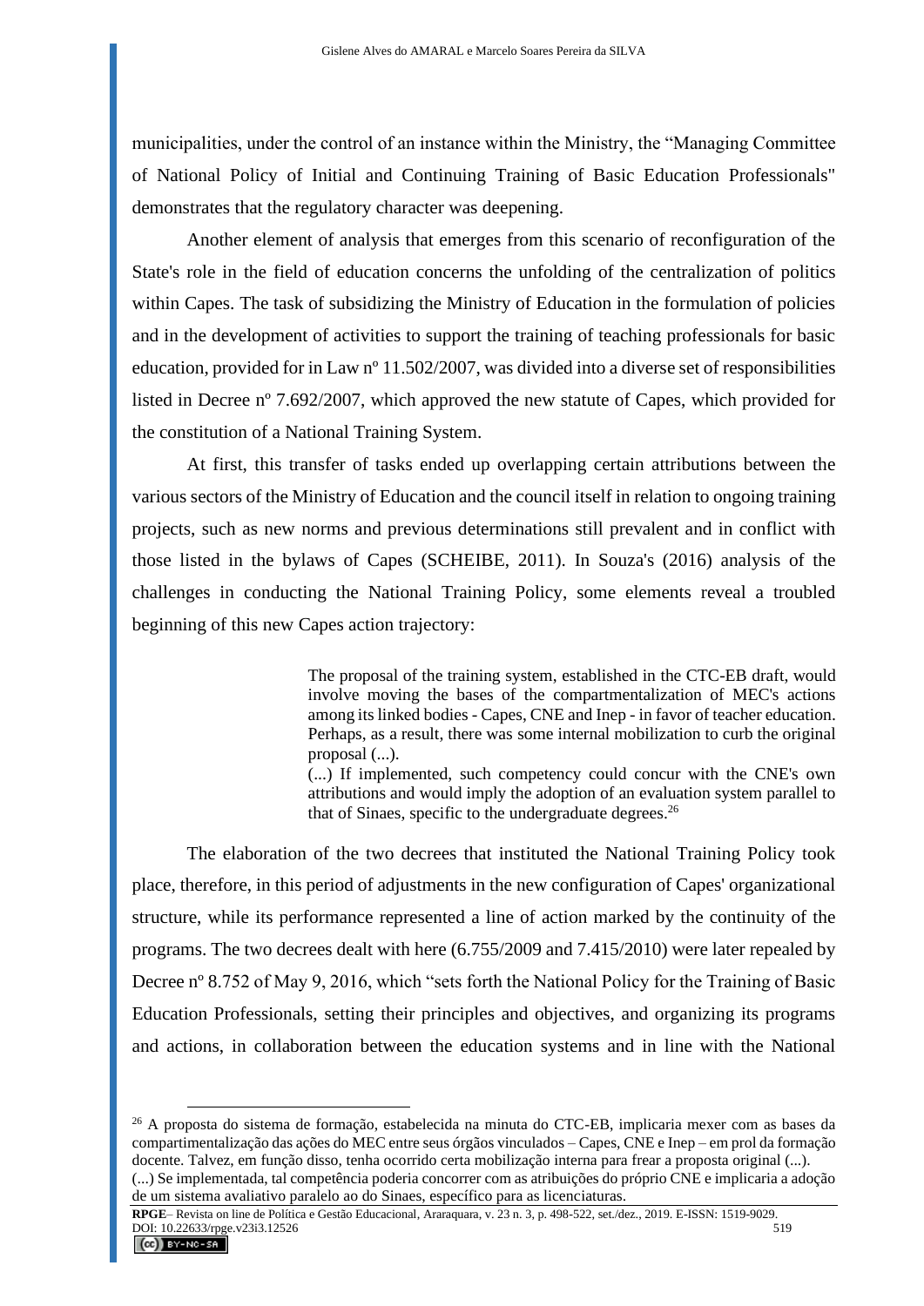municipalities, under the control of an instance within the Ministry, the "Managing Committee of National Policy of Initial and Continuing Training of Basic Education Professionals" demonstrates that the regulatory character was deepening.

Another element of analysis that emerges from this scenario of reconfiguration of the State's role in the field of education concerns the unfolding of the centralization of politics within Capes. The task of subsidizing the Ministry of Education in the formulation of policies and in the development of activities to support the training of teaching professionals for basic education, provided for in Law nº 11.502/2007, was divided into a diverse set of responsibilities listed in Decree nº 7.692/2007, which approved the new statute of Capes, which provided for the constitution of a National Training System.

At first, this transfer of tasks ended up overlapping certain attributions between the various sectors of the Ministry of Education and the council itself in relation to ongoing training projects, such as new norms and previous determinations still prevalent and in conflict with those listed in the bylaws of Capes (SCHEIBE, 2011). In Souza's (2016) analysis of the challenges in conducting the National Training Policy, some elements reveal a troubled beginning of this new Capes action trajectory:

> The proposal of the training system, established in the CTC-EB draft, would involve moving the bases of the compartmentalization of MEC's actions among its linked bodies - Capes, CNE and Inep - in favor of teacher education. Perhaps, as a result, there was some internal mobilization to curb the original proposal (...).
> (...) If implemented, such competency could concur with the CNE's own attributions and would imply the adoption of an evaluation system parallel to that of Sinaes, specific to the undergraduate degrees.[26]

The elaboration of the two decrees that instituted the National Training Policy took place, therefore, in this period of adjustments in the new configuration of Capes' organizational structure, while its performance represented a line of action marked by the continuity of the programs. The two decrees dealt with here (6.755/2009 and 7.415/2010) were later repealed by Decree nº 8.752 of May 9, 2016, which "sets forth the National Policy for the Training of Basic Education Professionals, setting their principles and objectives, and organizing its programs and actions, in collaboration between the education systems and in line with the National

[26] A proposta do sistema de formação, estabelecida na minuta do CTC-EB, implicaria mexer com as bases da compartimentalização das ações do MEC entre seus órgãos vinculados – Capes, CNE e Inep – em prol da formação docente. Talvez, em função disso, tenha ocorrido certa mobilização interna para frear a proposta original (...).
(...) Se implementada, tal competência poderia concorrer com as atribuições do próprio CNE e implicaria a adoção de um sistema avaliativo paralelo ao do Sinaes, específico para as licenciaturas.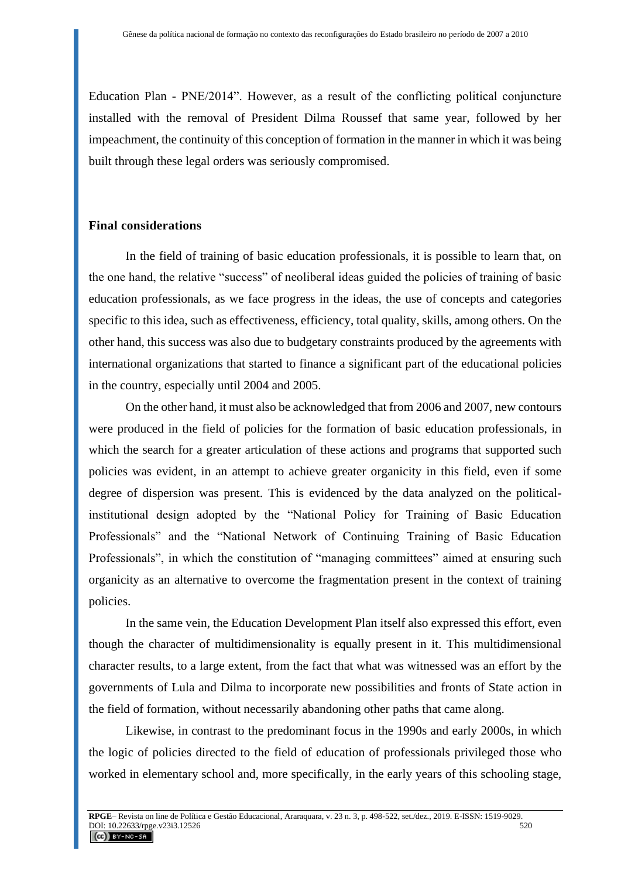Education Plan - PNE/2014". However, as a result of the conflicting political conjuncture installed with the removal of President Dilma Roussef that same year, followed by her impeachment, the continuity of this conception of formation in the manner in which it was being built through these legal orders was seriously compromised.

## Final considerations

In the field of training of basic education professionals, it is possible to learn that, on the one hand, the relative "success" of neoliberal ideas guided the policies of training of basic education professionals, as we face progress in the ideas, the use of concepts and categories specific to this idea, such as effectiveness, efficiency, total quality, skills, among others. On the other hand, this success was also due to budgetary constraints produced by the agreements with international organizations that started to finance a significant part of the educational policies in the country, especially until 2004 and 2005.

On the other hand, it must also be acknowledged that from 2006 and 2007, new contours were produced in the field of policies for the formation of basic education professionals, in which the search for a greater articulation of these actions and programs that supported such policies was evident, in an attempt to achieve greater organicity in this field, even if some degree of dispersion was present. This is evidenced by the data analyzed on the political-institutional design adopted by the "National Policy for Training of Basic Education Professionals" and the "National Network of Continuing Training of Basic Education Professionals", in which the constitution of "managing committees" aimed at ensuring such organicity as an alternative to overcome the fragmentation present in the context of training policies.

In the same vein, the Education Development Plan itself also expressed this effort, even though the character of multidimensionality is equally present in it. This multidimensional character results, to a large extent, from the fact that what was witnessed was an effort by the governments of Lula and Dilma to incorporate new possibilities and fronts of State action in the field of formation, without necessarily abandoning other paths that came along.

Likewise, in contrast to the predominant focus in the 1990s and early 2000s, in which the logic of policies directed to the field of education of professionals privileged those who worked in elementary school and, more specifically, in the early years of this schooling stage,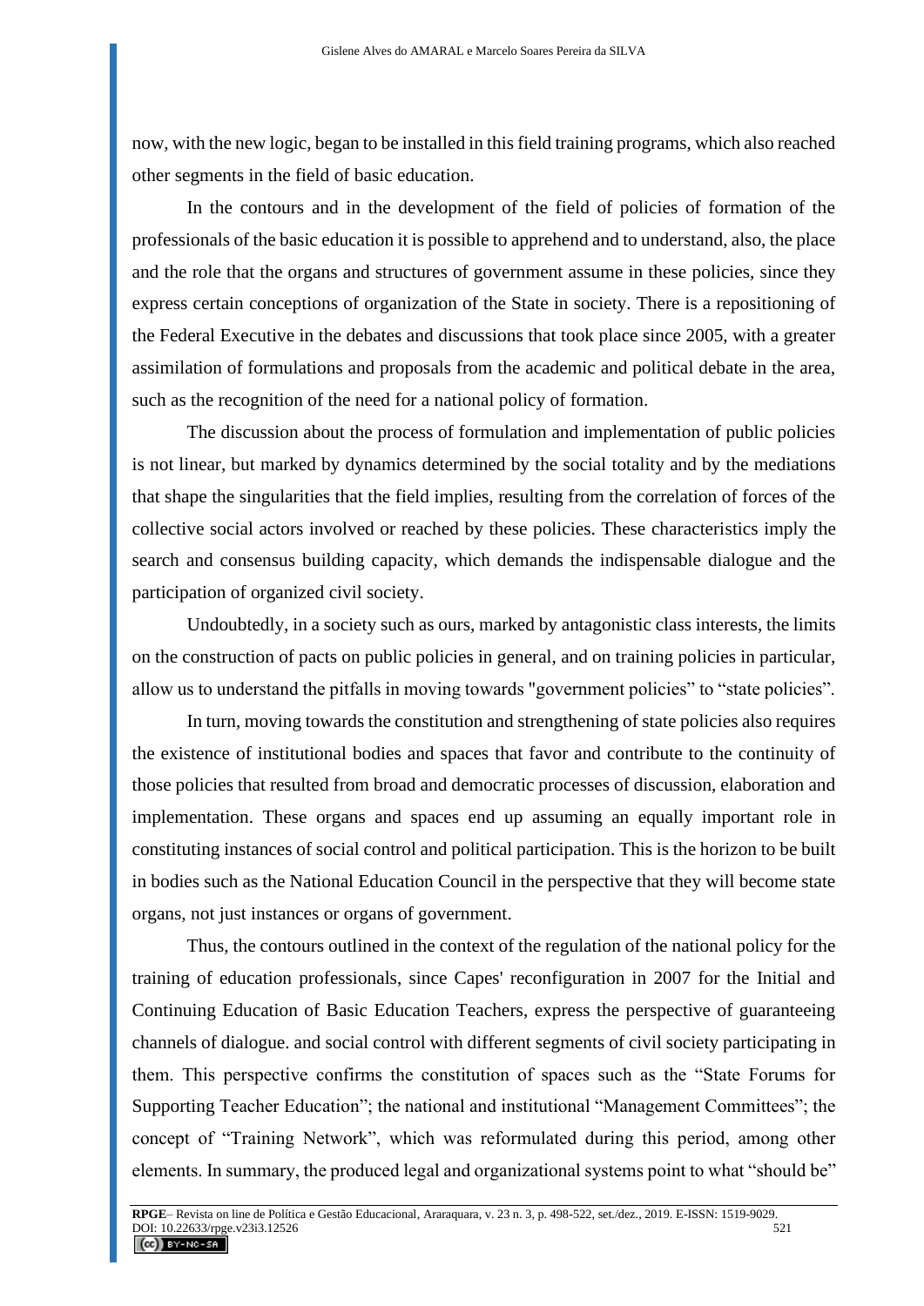now, with the new logic, began to be installed in this field training programs, which also reached other segments in the field of basic education.

In the contours and in the development of the field of policies of formation of the professionals of the basic education it is possible to apprehend and to understand, also, the place and the role that the organs and structures of government assume in these policies, since they express certain conceptions of organization of the State in society. There is a repositioning of the Federal Executive in the debates and discussions that took place since 2005, with a greater assimilation of formulations and proposals from the academic and political debate in the area, such as the recognition of the need for a national policy of formation.

The discussion about the process of formulation and implementation of public policies is not linear, but marked by dynamics determined by the social totality and by the mediations that shape the singularities that the field implies, resulting from the correlation of forces of the collective social actors involved or reached by these policies. These characteristics imply the search and consensus building capacity, which demands the indispensable dialogue and the participation of organized civil society.

Undoubtedly, in a society such as ours, marked by antagonistic class interests, the limits on the construction of pacts on public policies in general, and on training policies in particular, allow us to understand the pitfalls in moving towards "government policies" to "state policies".

In turn, moving towards the constitution and strengthening of state policies also requires the existence of institutional bodies and spaces that favor and contribute to the continuity of those policies that resulted from broad and democratic processes of discussion, elaboration and implementation. These organs and spaces end up assuming an equally important role in constituting instances of social control and political participation. This is the horizon to be built in bodies such as the National Education Council in the perspective that they will become state organs, not just instances or organs of government.

Thus, the contours outlined in the context of the regulation of the national policy for the training of education professionals, since Capes' reconfiguration in 2007 for the Initial and Continuing Education of Basic Education Teachers, express the perspective of guaranteeing channels of dialogue. and social control with different segments of civil society participating in them. This perspective confirms the constitution of spaces such as the "State Forums for Supporting Teacher Education"; the national and institutional "Management Committees"; the concept of "Training Network", which was reformulated during this period, among other elements. In summary, the produced legal and organizational systems point to what "should be"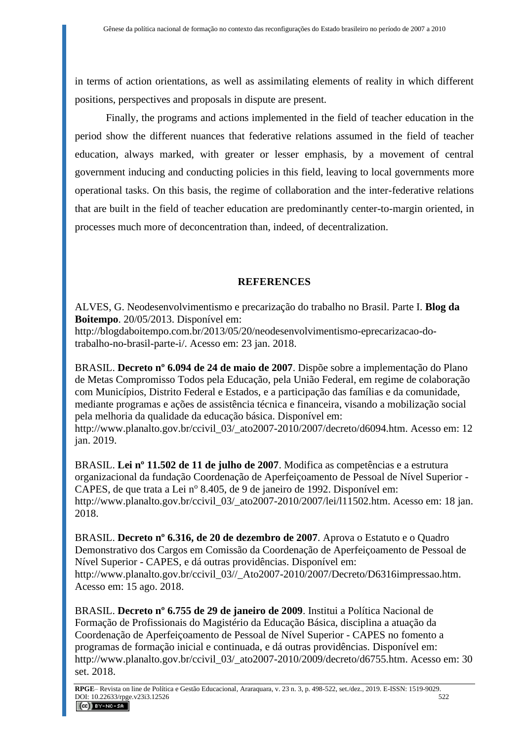in terms of action orientations, as well as assimilating elements of reality in which different positions, perspectives and proposals in dispute are present.

Finally, the programs and actions implemented in the field of teacher education in the period show the different nuances that federative relations assumed in the field of teacher education, always marked, with greater or lesser emphasis, by a movement of central government inducing and conducting policies in this field, leaving to local governments more operational tasks. On this basis, the regime of collaboration and the inter-federative relations that are built in the field of teacher education are predominantly center-to-margin oriented, in processes much more of deconcentration than, indeed, of decentralization.

## REFERENCES

ALVES, G. Neodesenvolvimentismo e precarização do trabalho no Brasil. Parte I. **Blog da Boitempo**. 20/05/2013. Disponível em: http://blogdaboitempo.com.br/2013/05/20/neodesenvolvimentismo-eprecarizacao-do-trabalho-no-brasil-parte-i/. Acesso em: 23 jan. 2018.

BRASIL. **Decreto nº 6.094 de 24 de maio de 2007**. Dispõe sobre a implementação do Plano de Metas Compromisso Todos pela Educação, pela União Federal, em regime de colaboração com Municípios, Distrito Federal e Estados, e a participação das famílias e da comunidade, mediante programas e ações de assistência técnica e financeira, visando a mobilização social pela melhoria da qualidade da educação básica. Disponível em: http://www.planalto.gov.br/ccivil_03/_ato2007-2010/2007/decreto/d6094.htm. Acesso em: 12 jan. 2019.

BRASIL. **Lei nº 11.502 de 11 de julho de 2007**. Modifica as competências e a estrutura organizacional da fundação Coordenação de Aperfeiçoamento de Pessoal de Nível Superior - CAPES, de que trata a Lei nº 8.405, de 9 de janeiro de 1992. Disponível em: http://www.planalto.gov.br/ccivil_03/_ato2007-2010/2007/lei/l11502.htm. Acesso em: 18 jan. 2018.

BRASIL. **Decreto nº 6.316, de 20 de dezembro de 2007**. Aprova o Estatuto e o Quadro Demonstrativo dos Cargos em Comissão da Coordenação de Aperfeiçoamento de Pessoal de Nível Superior - CAPES, e dá outras providências. Disponível em: http://www.planalto.gov.br/ccivil_03//_Ato2007-2010/2007/Decreto/D6316impressao.htm. Acesso em: 15 ago. 2018.

BRASIL. **Decreto nº 6.755 de 29 de janeiro de 2009**. Institui a Política Nacional de Formação de Profissionais do Magistério da Educação Básica, disciplina a atuação da Coordenação de Aperfeiçoamento de Pessoal de Nível Superior - CAPES no fomento a programas de formação inicial e continuada, e dá outras providências. Disponível em: http://www.planalto.gov.br/ccivil_03/_ato2007-2010/2009/decreto/d6755.htm. Acesso em: 30 set. 2018.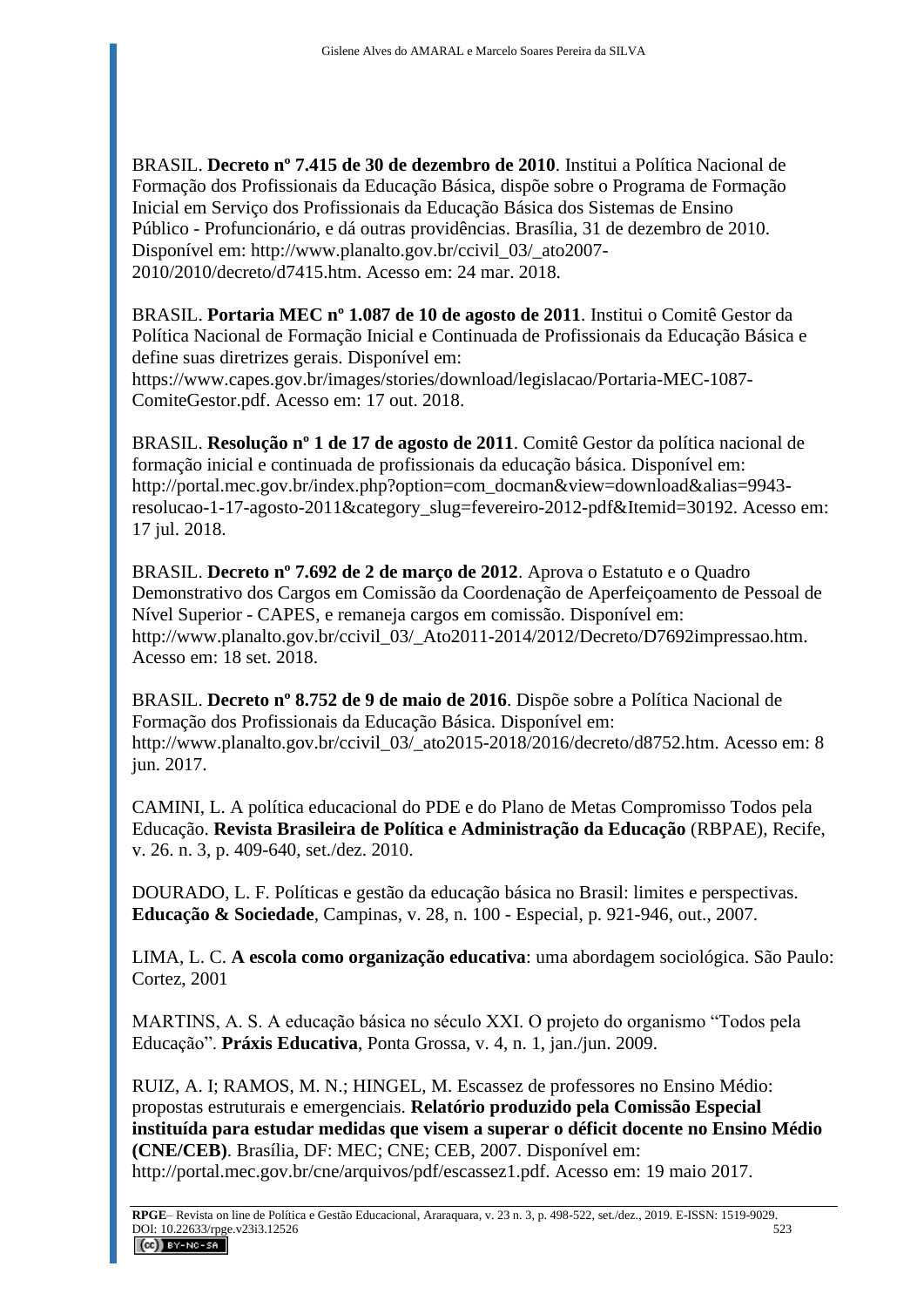BRASIL. **Decreto nº 7.415 de 30 de dezembro de 2010**. Institui a Política Nacional de Formação dos Profissionais da Educação Básica, dispõe sobre o Programa de Formação Inicial em Serviço dos Profissionais da Educação Básica dos Sistemas de Ensino Público - Profuncionário, e dá outras providências. Brasília, 31 de dezembro de 2010. Disponível em: http://www.planalto.gov.br/ccivil_03/_ato2007-2010/2010/decreto/d7415.htm. Acesso em: 24 mar. 2018.

BRASIL. **Portaria MEC nº 1.087 de 10 de agosto de 2011**. Institui o Comitê Gestor da Política Nacional de Formação Inicial e Continuada de Profissionais da Educação Básica e define suas diretrizes gerais. Disponível em: https://www.capes.gov.br/images/stories/download/legislacao/Portaria-MEC-1087-ComiteGestor.pdf. Acesso em: 17 out. 2018.

BRASIL. **Resolução nº 1 de 17 de agosto de 2011**. Comitê Gestor da política nacional de formação inicial e continuada de profissionais da educação básica. Disponível em: http://portal.mec.gov.br/index.php?option=com_docman&view=download&alias=9943-resolucao-1-17-agosto-2011&category_slug=fevereiro-2012-pdf&Itemid=30192. Acesso em: 17 jul. 2018.

BRASIL. **Decreto nº 7.692 de 2 de março de 2012**. Aprova o Estatuto e o Quadro Demonstrativo dos Cargos em Comissão da Coordenação de Aperfeiçoamento de Pessoal de Nível Superior - CAPES, e remaneja cargos em comissão. Disponível em: http://www.planalto.gov.br/ccivil_03/_Ato2011-2014/2012/Decreto/D7692impressao.htm. Acesso em: 18 set. 2018.

BRASIL. **Decreto nº 8.752 de 9 de maio de 2016**. Dispõe sobre a Política Nacional de Formação dos Profissionais da Educação Básica. Disponível em: http://www.planalto.gov.br/ccivil_03/_ato2015-2018/2016/decreto/d8752.htm. Acesso em: 8 jun. 2017.

CAMINI, L. A política educacional do PDE e do Plano de Metas Compromisso Todos pela Educação. **Revista Brasileira de Política e Administração da Educação** (RBPAE), Recife, v. 26. n. 3, p. 409-640, set./dez. 2010.

DOURADO, L. F. Políticas e gestão da educação básica no Brasil: limites e perspectivas. **Educação & Sociedade**, Campinas, v. 28, n. 100 - Especial, p. 921-946, out., 2007.

LIMA, L. C. **A escola como organização educativa**: uma abordagem sociológica. São Paulo: Cortez, 2001

MARTINS, A. S. A educação básica no século XXI. O projeto do organismo "Todos pela Educação". **Práxis Educativa**, Ponta Grossa, v. 4, n. 1, jan./jun. 2009.

RUIZ, A. I; RAMOS, M. N.; HINGEL, M. Escassez de professores no Ensino Médio: propostas estruturais e emergenciais. **Relatório produzido pela Comissão Especial instituída para estudar medidas que visem a superar o déficit docente no Ensino Médio (CNE/CEB)**. Brasília, DF: MEC; CNE; CEB, 2007. Disponível em: http://portal.mec.gov.br/cne/arquivos/pdf/escassez1.pdf. Acesso em: 19 maio 2017.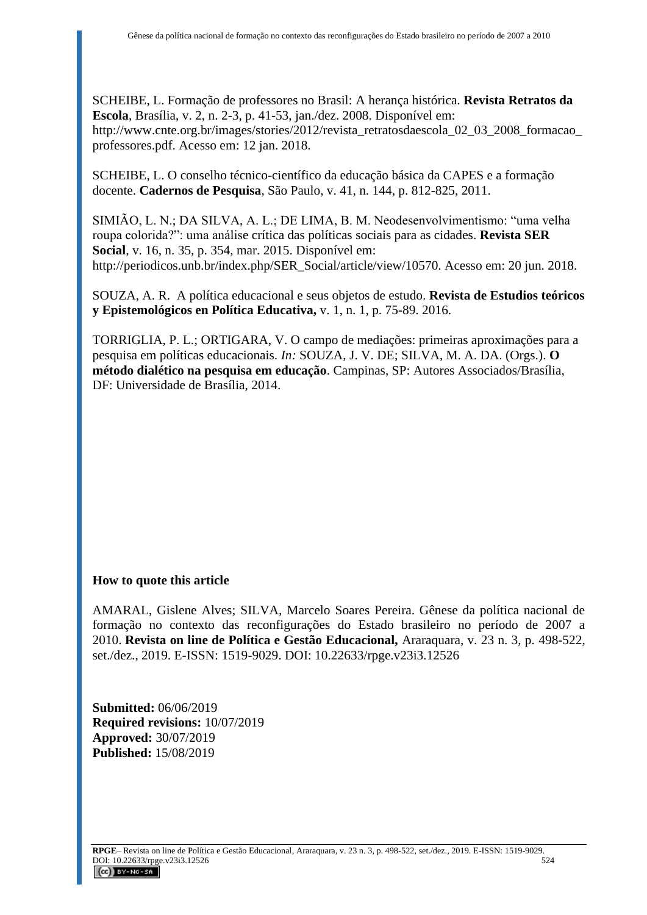SCHEIBE, L. Formação de professores no Brasil: A herança histórica. **Revista Retratos da Escola**, Brasília, v. 2, n. 2-3, p. 41-53, jan./dez. 2008. Disponível em: http://www.cnte.org.br/images/stories/2012/revista_retratosdaescola_02_03_2008_formacao_professores.pdf. Acesso em: 12 jan. 2018.

SCHEIBE, L. O conselho técnico-científico da educação básica da CAPES e a formação docente. **Cadernos de Pesquisa**, São Paulo, v. 41, n. 144, p. 812-825, 2011.

SIMIÃO, L. N.; DA SILVA, A. L.; DE LIMA, B. M. Neodesenvolvimentismo: "uma velha roupa colorida?": uma análise crítica das políticas sociais para as cidades. **Revista SER Social**, v. 16, n. 35, p. 354, mar. 2015. Disponível em: http://periodicos.unb.br/index.php/SER_Social/article/view/10570. Acesso em: 20 jun. 2018.

SOUZA, A. R. A política educacional e seus objetos de estudo. **Revista de Estudios teóricos y Epistemológicos en Política Educativa,** v. 1, n. 1, p. 75-89. 2016.

TORRIGLIA, P. L.; ORTIGARA, V. O campo de mediações: primeiras aproximações para a pesquisa em políticas educacionais. *In:* SOUZA, J. V. DE; SILVA, M. A. DA. (Orgs.). **O método dialético na pesquisa em educação**. Campinas, SP: Autores Associados/Brasília, DF: Universidade de Brasília, 2014.

**How to quote this article**

AMARAL, Gislene Alves; SILVA, Marcelo Soares Pereira. Gênese da política nacional de formação no contexto das reconfigurações do Estado brasileiro no período de 2007 a 2010. **Revista on line de Política e Gestão Educacional,** Araraquara, v. 23 n. 3, p. 498-522, set./dez., 2019. E-ISSN: 1519-9029. DOI: 10.22633/rpge.v23i3.12526

**Submitted:** 06/06/2019
**Required revisions:** 10/07/2019
**Approved:** 30/07/2019
**Published:** 15/08/2019